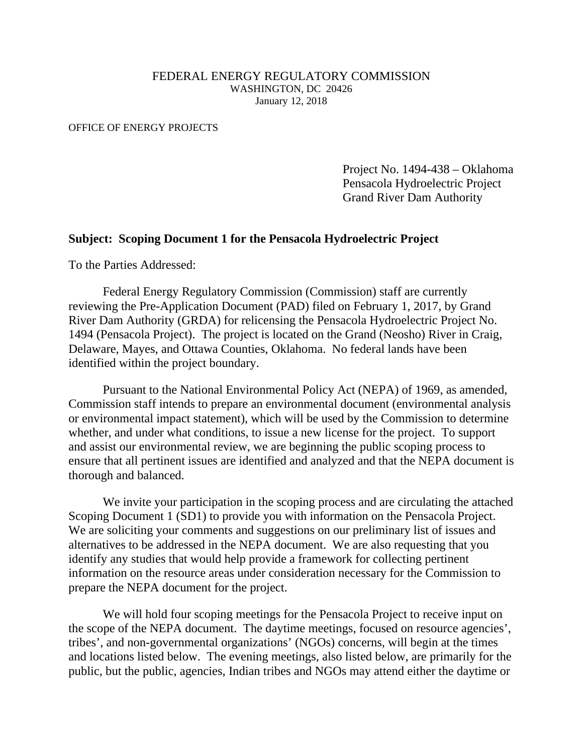FEDERAL ENERGY REGULATORY COMMISSION
WASHINGTON, DC 20426
January 12, 2018

OFFICE OF ENERGY PROJECTS

Project No. 1494-438 – Oklahoma
Pensacola Hydroelectric Project
Grand River Dam Authority

**Subject: Scoping Document 1 for the Pensacola Hydroelectric Project**

To the Parties Addressed:

Federal Energy Regulatory Commission (Commission) staff are currently reviewing the Pre-Application Document (PAD) filed on February 1, 2017, by Grand River Dam Authority (GRDA) for relicensing the Pensacola Hydroelectric Project No. 1494 (Pensacola Project). The project is located on the Grand (Neosho) River in Craig, Delaware, Mayes, and Ottawa Counties, Oklahoma. No federal lands have been identified within the project boundary.

Pursuant to the National Environmental Policy Act (NEPA) of 1969, as amended, Commission staff intends to prepare an environmental document (environmental analysis or environmental impact statement), which will be used by the Commission to determine whether, and under what conditions, to issue a new license for the project. To support and assist our environmental review, we are beginning the public scoping process to ensure that all pertinent issues are identified and analyzed and that the NEPA document is thorough and balanced.

We invite your participation in the scoping process and are circulating the attached Scoping Document 1 (SD1) to provide you with information on the Pensacola Project. We are soliciting your comments and suggestions on our preliminary list of issues and alternatives to be addressed in the NEPA document. We are also requesting that you identify any studies that would help provide a framework for collecting pertinent information on the resource areas under consideration necessary for the Commission to prepare the NEPA document for the project.

We will hold four scoping meetings for the Pensacola Project to receive input on the scope of the NEPA document. The daytime meetings, focused on resource agencies', tribes', and non-governmental organizations' (NGOs) concerns, will begin at the times and locations listed below. The evening meetings, also listed below, are primarily for the public, but the public, agencies, Indian tribes and NGOs may attend either the daytime or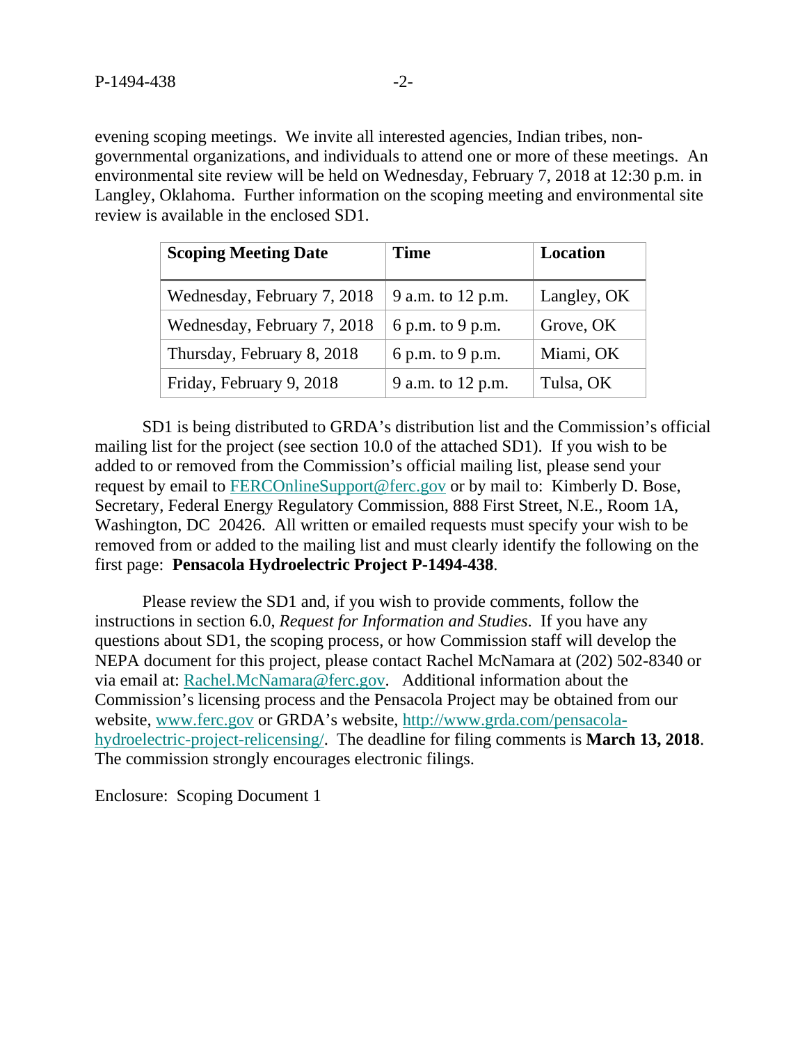evening scoping meetings. We invite all interested agencies, Indian tribes, non-governmental organizations, and individuals to attend one or more of these meetings. An environmental site review will be held on Wednesday, February 7, 2018 at 12:30 p.m. in Langley, Oklahoma. Further information on the scoping meeting and environmental site review is available in the enclosed SD1.

| **Scoping Meeting Date** | **Time** | **Location** |
|---|---|---|
| Wednesday, February 7, 2018 | 9 a.m. to 12 p.m. | Langley, OK |
| Wednesday, February 7, 2018 | 6 p.m. to 9 p.m. | Grove, OK |
| Thursday, February 8, 2018 | 6 p.m. to 9 p.m. | Miami, OK |
| Friday, February 9, 2018 | 9 a.m. to 12 p.m. | Tulsa, OK |

SD1 is being distributed to GRDA's distribution list and the Commission's official mailing list for the project (see section 10.0 of the attached SD1). If you wish to be added to or removed from the Commission's official mailing list, please send your request by email to FERCOnlineSupport@ferc.gov or by mail to: Kimberly D. Bose, Secretary, Federal Energy Regulatory Commission, 888 First Street, N.E., Room 1A, Washington, DC 20426. All written or emailed requests must specify your wish to be removed from or added to the mailing list and must clearly identify the following on the first page: **Pensacola Hydroelectric Project P-1494-438**.

Please review the SD1 and, if you wish to provide comments, follow the instructions in section 6.0, *Request for Information and Studies*. If you have any questions about SD1, the scoping process, or how Commission staff will develop the NEPA document for this project, please contact Rachel McNamara at (202) 502-8340 or via email at: Rachel.McNamara@ferc.gov. Additional information about the Commission's licensing process and the Pensacola Project may be obtained from our website, www.ferc.gov or GRDA's website, http://www.grda.com/pensacola-hydroelectric-project-relicensing/. The deadline for filing comments is **March 13, 2018**. The commission strongly encourages electronic filings.

Enclosure: Scoping Document 1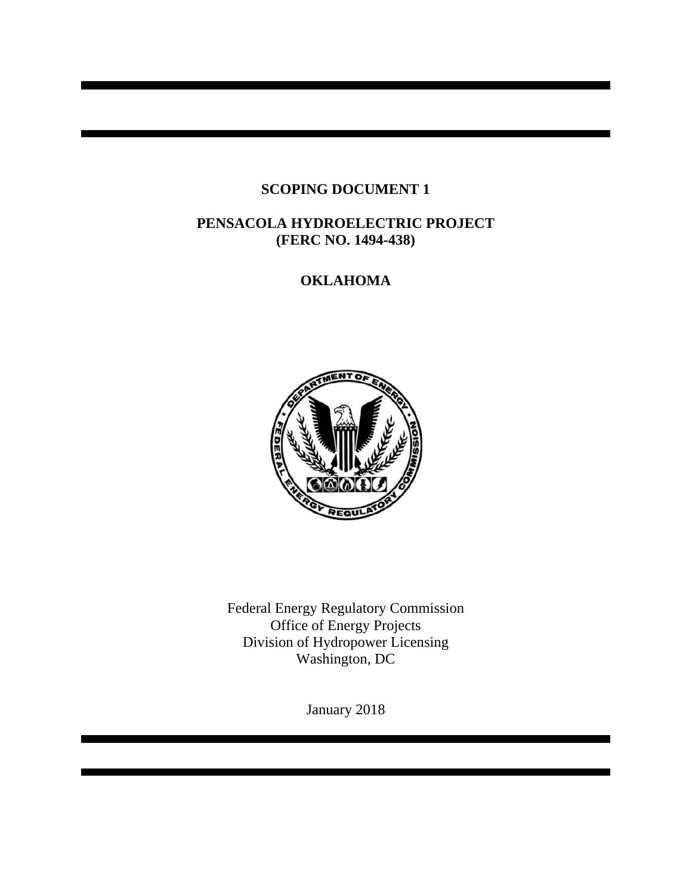# SCOPING DOCUMENT 1

## PENSACOLA HYDROELECTRIC PROJECT
## (FERC NO. 1494-438)

## OKLAHOMA

Federal Energy Regulatory Commission
Office of Energy Projects
Division of Hydropower Licensing
Washington, DC

January 2018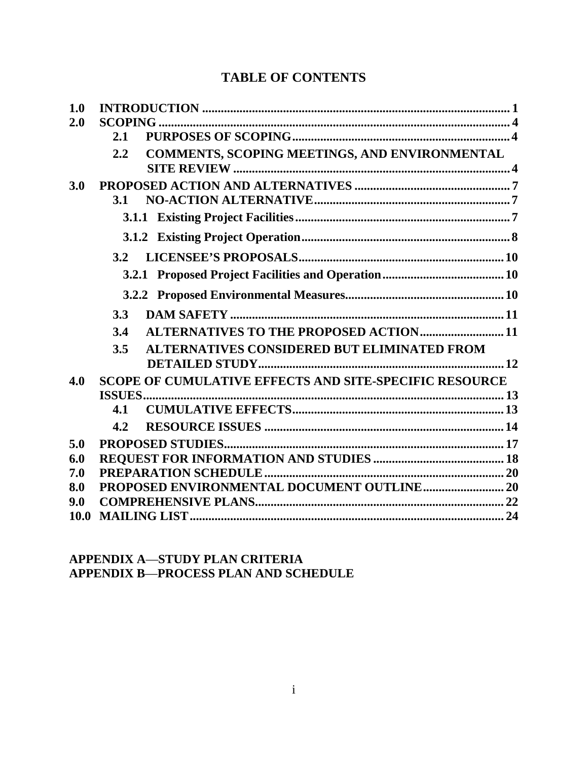# TABLE OF CONTENTS

**1.0 INTRODUCTION** .................................................................................................. **1**

**2.0 SCOPING** ............................................................................................................ **4**

- **2.1 PURPOSES OF SCOPING** ...................................................................... **4**
- **2.2 COMMENTS, SCOPING MEETINGS, AND ENVIRONMENTAL SITE REVIEW** ...................................................................................... **4**

**3.0 PROPOSED ACTION AND ALTERNATIVES** .................................................. **7**

- **3.1 NO-ACTION ALTERNATIVE** ................................................................ **7**
  - **3.1.1 Existing Project Facilities** ..................................................................... **7**
  - **3.1.2 Existing Project Operation** .................................................................... **8**
- **3.2 LICENSEE'S PROPOSALS** .................................................................... **10**
  - **3.2.1 Proposed Project Facilities and Operation** ........................................ **10**
  - **3.2.2 Proposed Environmental Measures** .................................................... **10**
- **3.3 DAM SAFETY** ......................................................................................... **11**
- **3.4 ALTERNATIVES TO THE PROPOSED ACTION** ............................ **11**
- **3.5 ALTERNATIVES CONSIDERED BUT ELIMINATED FROM DETAILED STUDY** ............................................................................... **12**

**4.0 SCOPE OF CUMULATIVE EFFECTS AND SITE-SPECIFIC RESOURCE ISSUES** ...................................................................................................... **13**

- **4.1 CUMULATIVE EFFECTS** ..................................................................... **13**
- **4.2 RESOURCE ISSUES** ............................................................................. **14**

**5.0 PROPOSED STUDIES** ........................................................................................ **17**

**6.0 REQUEST FOR INFORMATION AND STUDIES** .......................................... **18**

**7.0 PREPARATION SCHEDULE** ............................................................................. **20**

**8.0 PROPOSED ENVIRONMENTAL DOCUMENT OUTLINE** .......................... **20**

**9.0 COMPREHENSIVE PLANS** ............................................................................... **22**

**10.0 MAILING LIST** ................................................................................................... **24**

**APPENDIX A—STUDY PLAN CRITERIA**

**APPENDIX B—PROCESS PLAN AND SCHEDULE**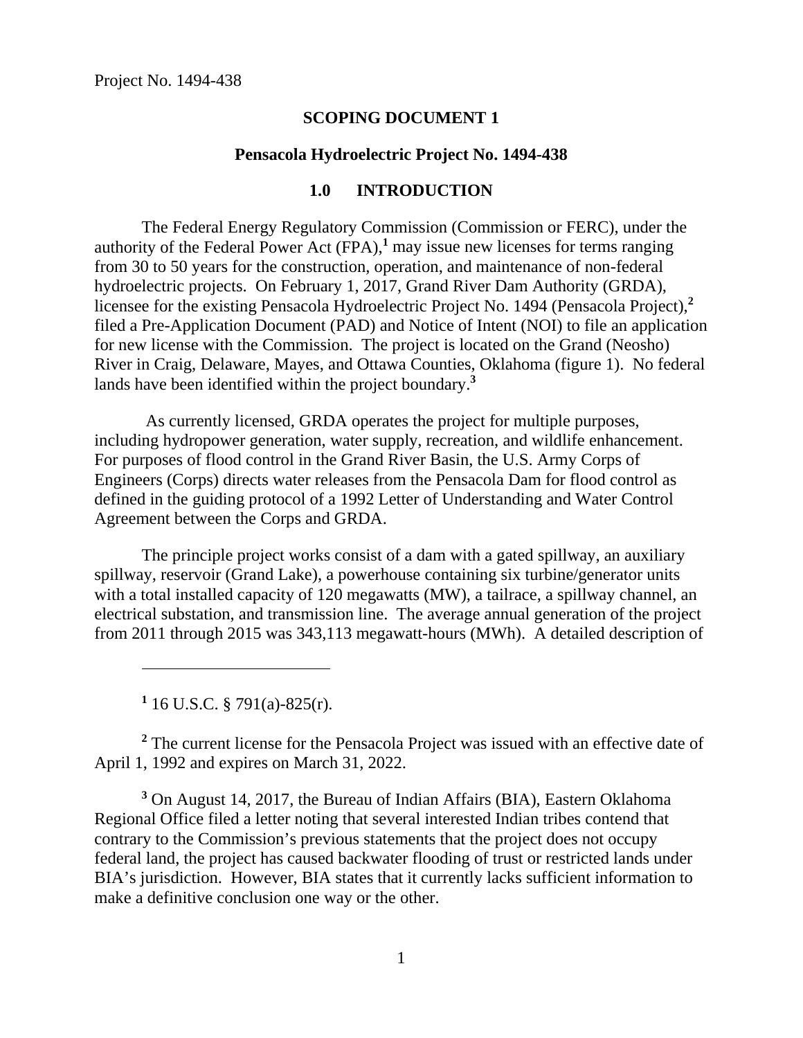# SCOPING DOCUMENT 1

## Pensacola Hydroelectric Project No. 1494-438

## 1.0 INTRODUCTION

The Federal Energy Regulatory Commission (Commission or FERC), under the authority of the Federal Power Act (FPA),[1] may issue new licenses for terms ranging from 30 to 50 years for the construction, operation, and maintenance of non-federal hydroelectric projects. On February 1, 2017, Grand River Dam Authority (GRDA), licensee for the existing Pensacola Hydroelectric Project No. 1494 (Pensacola Project),[2] filed a Pre-Application Document (PAD) and Notice of Intent (NOI) to file an application for new license with the Commission. The project is located on the Grand (Neosho) River in Craig, Delaware, Mayes, and Ottawa Counties, Oklahoma (figure 1). No federal lands have been identified within the project boundary.[3]

As currently licensed, GRDA operates the project for multiple purposes, including hydropower generation, water supply, recreation, and wildlife enhancement. For purposes of flood control in the Grand River Basin, the U.S. Army Corps of Engineers (Corps) directs water releases from the Pensacola Dam for flood control as defined in the guiding protocol of a 1992 Letter of Understanding and Water Control Agreement between the Corps and GRDA.

The principle project works consist of a dam with a gated spillway, an auxiliary spillway, reservoir (Grand Lake), a powerhouse containing six turbine/generator units with a total installed capacity of 120 megawatts (MW), a tailrace, a spillway channel, an electrical substation, and transmission line. The average annual generation of the project from 2011 through 2015 was 343,113 megawatt-hours (MWh). A detailed description of

---

[1] 16 U.S.C. § 791(a)-825(r).

[2] The current license for the Pensacola Project was issued with an effective date of April 1, 1992 and expires on March 31, 2022.

[3] On August 14, 2017, the Bureau of Indian Affairs (BIA), Eastern Oklahoma Regional Office filed a letter noting that several interested Indian tribes contend that contrary to the Commission's previous statements that the project does not occupy federal land, the project has caused backwater flooding of trust or restricted lands under BIA's jurisdiction. However, BIA states that it currently lacks sufficient information to make a definitive conclusion one way or the other.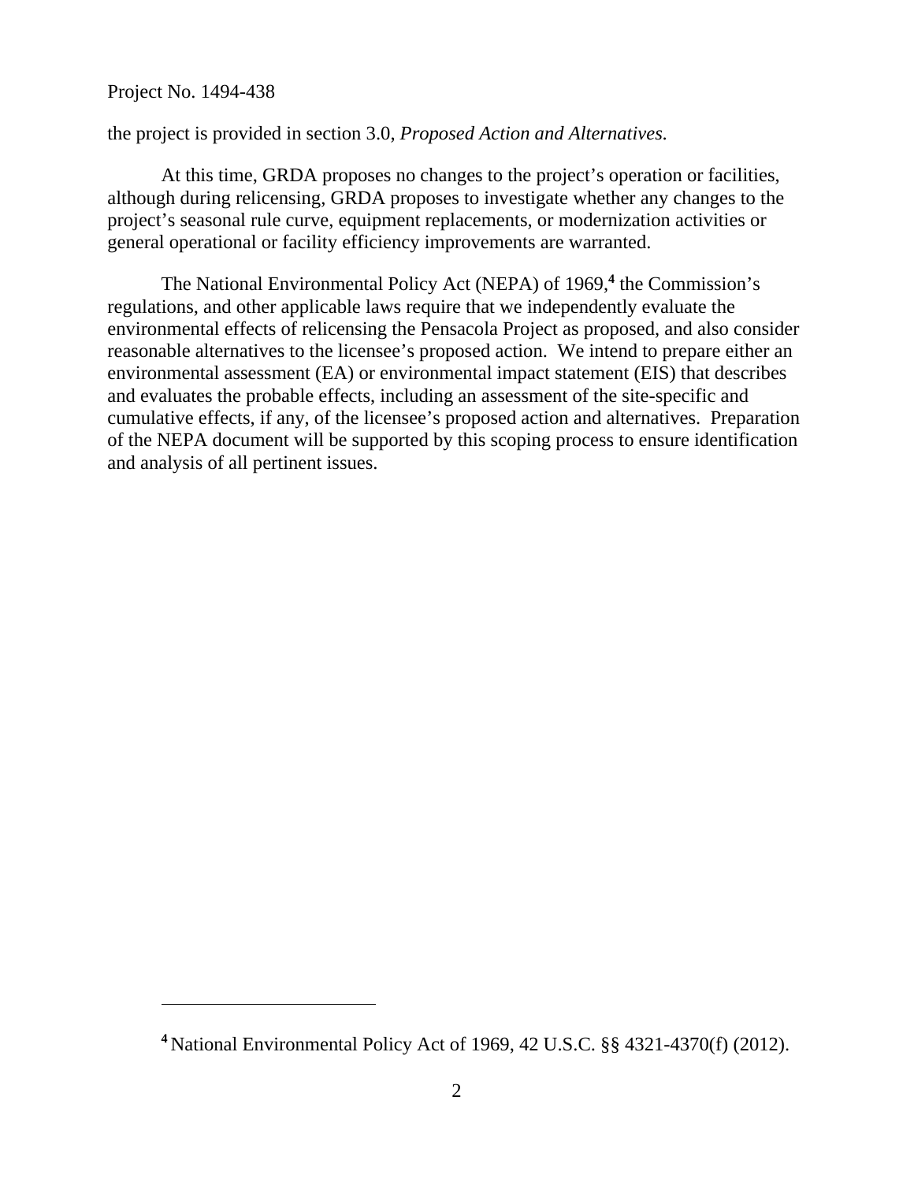the project is provided in section 3.0, *Proposed Action and Alternatives.*

At this time, GRDA proposes no changes to the project's operation or facilities, although during relicensing, GRDA proposes to investigate whether any changes to the project's seasonal rule curve, equipment replacements, or modernization activities or general operational or facility efficiency improvements are warranted.

The National Environmental Policy Act (NEPA) of 1969,[4] the Commission's regulations, and other applicable laws require that we independently evaluate the environmental effects of relicensing the Pensacola Project as proposed, and also consider reasonable alternatives to the licensee's proposed action. We intend to prepare either an environmental assessment (EA) or environmental impact statement (EIS) that describes and evaluates the probable effects, including an assessment of the site-specific and cumulative effects, if any, of the licensee's proposed action and alternatives. Preparation of the NEPA document will be supported by this scoping process to ensure identification and analysis of all pertinent issues.

---

[4] National Environmental Policy Act of 1969, 42 U.S.C. §§ 4321-4370(f) (2012).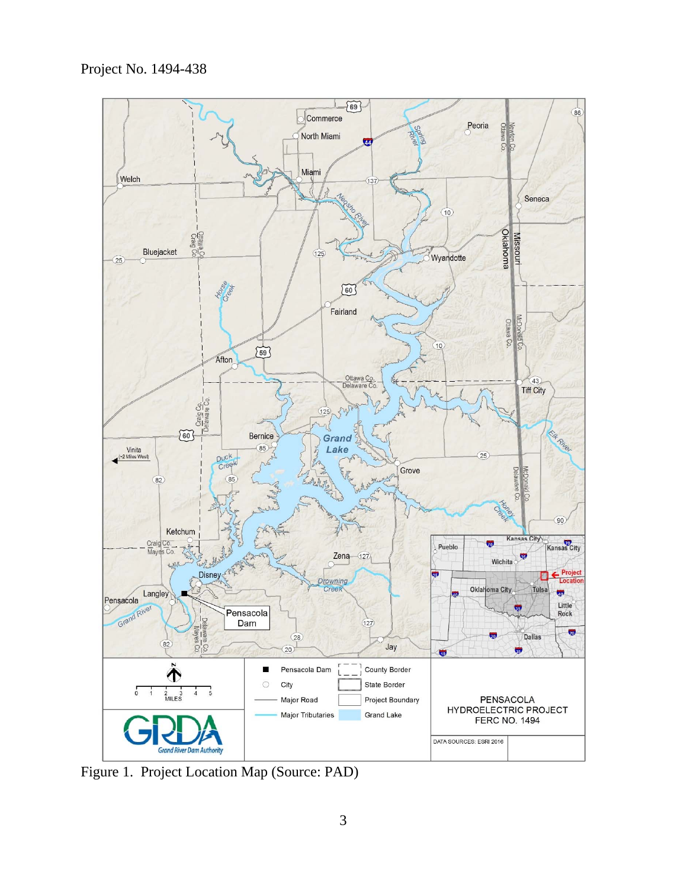Project No. 1494-438

Figure 1. Project Location Map (Source: PAD)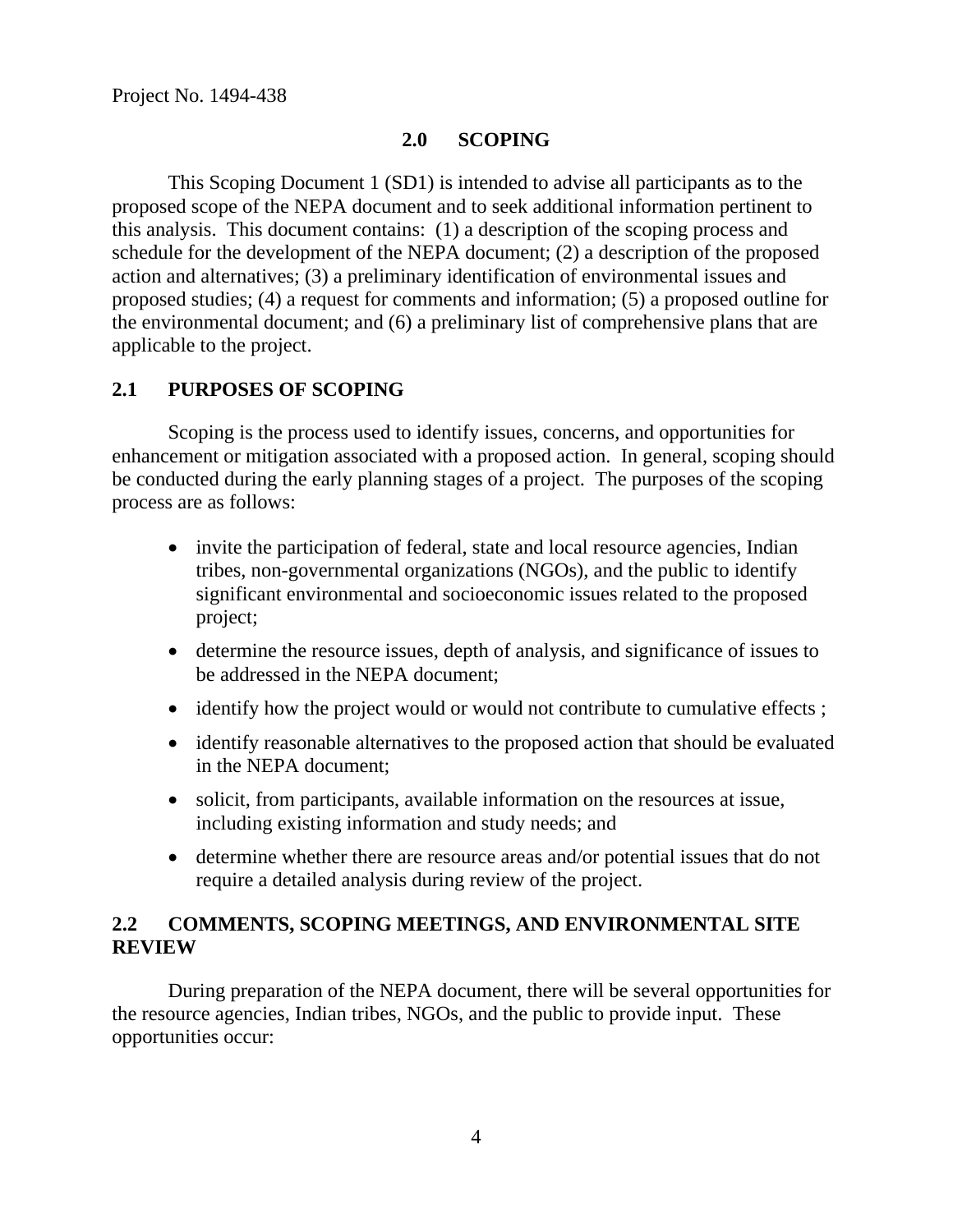## 2.0 SCOPING

This Scoping Document 1 (SD1) is intended to advise all participants as to the proposed scope of the NEPA document and to seek additional information pertinent to this analysis. This document contains: (1) a description of the scoping process and schedule for the development of the NEPA document; (2) a description of the proposed action and alternatives; (3) a preliminary identification of environmental issues and proposed studies; (4) a request for comments and information; (5) a proposed outline for the environmental document; and (6) a preliminary list of comprehensive plans that are applicable to the project.

### 2.1 PURPOSES OF SCOPING

Scoping is the process used to identify issues, concerns, and opportunities for enhancement or mitigation associated with a proposed action. In general, scoping should be conducted during the early planning stages of a project. The purposes of the scoping process are as follows:

- invite the participation of federal, state and local resource agencies, Indian tribes, non-governmental organizations (NGOs), and the public to identify significant environmental and socioeconomic issues related to the proposed project;
- determine the resource issues, depth of analysis, and significance of issues to be addressed in the NEPA document;
- identify how the project would or would not contribute to cumulative effects ;
- identify reasonable alternatives to the proposed action that should be evaluated in the NEPA document;
- solicit, from participants, available information on the resources at issue, including existing information and study needs; and
- determine whether there are resource areas and/or potential issues that do not require a detailed analysis during review of the project.

### 2.2 COMMENTS, SCOPING MEETINGS, AND ENVIRONMENTAL SITE REVIEW

During preparation of the NEPA document, there will be several opportunities for the resource agencies, Indian tribes, NGOs, and the public to provide input. These opportunities occur: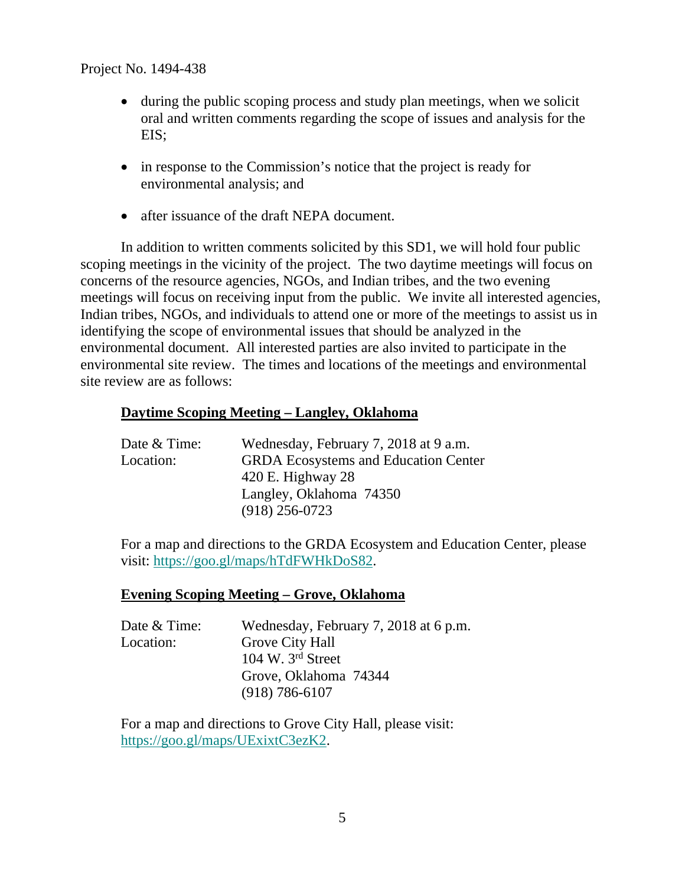- during the public scoping process and study plan meetings, when we solicit oral and written comments regarding the scope of issues and analysis for the EIS;
- in response to the Commission's notice that the project is ready for environmental analysis; and
- after issuance of the draft NEPA document.

In addition to written comments solicited by this SD1, we will hold four public scoping meetings in the vicinity of the project. The two daytime meetings will focus on concerns of the resource agencies, NGOs, and Indian tribes, and the two evening meetings will focus on receiving input from the public. We invite all interested agencies, Indian tribes, NGOs, and individuals to attend one or more of the meetings to assist us in identifying the scope of environmental issues that should be analyzed in the environmental document. All interested parties are also invited to participate in the environmental site review. The times and locations of the meetings and environmental site review are as follows:

**Daytime Scoping Meeting – Langley, Oklahoma**

Date & Time: Wednesday, February 7, 2018 at 9 a.m.
Location: GRDA Ecosystems and Education Center
420 E. Highway 28
Langley, Oklahoma 74350
(918) 256-0723

For a map and directions to the GRDA Ecosystem and Education Center, please visit: https://goo.gl/maps/hTdFWHkDoS82.

**Evening Scoping Meeting – Grove, Oklahoma**

Date & Time: Wednesday, February 7, 2018 at 6 p.m.
Location: Grove City Hall
104 W. 3rd Street
Grove, Oklahoma 74344
(918) 786-6107

For a map and directions to Grove City Hall, please visit: https://goo.gl/maps/UExixtC3ezK2.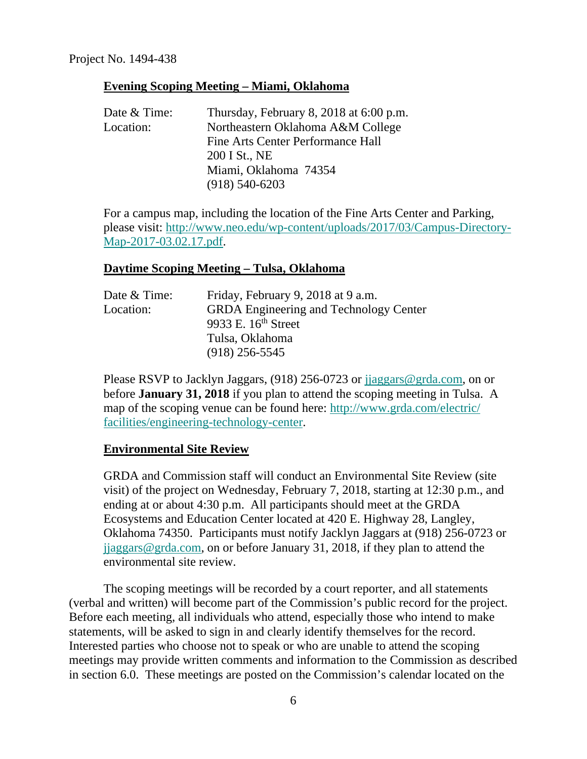Project No. 1494-438

**Evening Scoping Meeting – Miami, Oklahoma**

Date & Time: Thursday, February 8, 2018 at 6:00 p.m.
Location: Northeastern Oklahoma A&M College
Fine Arts Center Performance Hall
200 I St., NE
Miami, Oklahoma 74354
(918) 540-6203

For a campus map, including the location of the Fine Arts Center and Parking, please visit: http://www.neo.edu/wp-content/uploads/2017/03/Campus-Directory-Map-2017-03.02.17.pdf.

**Daytime Scoping Meeting – Tulsa, Oklahoma**

Date & Time: Friday, February 9, 2018 at 9 a.m.
Location: GRDA Engineering and Technology Center
9933 E. 16th Street
Tulsa, Oklahoma
(918) 256-5545

Please RSVP to Jacklyn Jaggars, (918) 256-0723 or jjaggars@grda.com, on or before **January 31, 2018** if you plan to attend the scoping meeting in Tulsa. A map of the scoping venue can be found here: http://www.grda.com/electric/facilities/engineering-technology-center.

**Environmental Site Review**

GRDA and Commission staff will conduct an Environmental Site Review (site visit) of the project on Wednesday, February 7, 2018, starting at 12:30 p.m., and ending at or about 4:30 p.m. All participants should meet at the GRDA Ecosystems and Education Center located at 420 E. Highway 28, Langley, Oklahoma 74350. Participants must notify Jacklyn Jaggars at (918) 256-0723 or jjaggars@grda.com, on or before January 31, 2018, if they plan to attend the environmental site review.

The scoping meetings will be recorded by a court reporter, and all statements (verbal and written) will become part of the Commission's public record for the project. Before each meeting, all individuals who attend, especially those who intend to make statements, will be asked to sign in and clearly identify themselves for the record. Interested parties who choose not to speak or who are unable to attend the scoping meetings may provide written comments and information to the Commission as described in section 6.0. These meetings are posted on the Commission's calendar located on the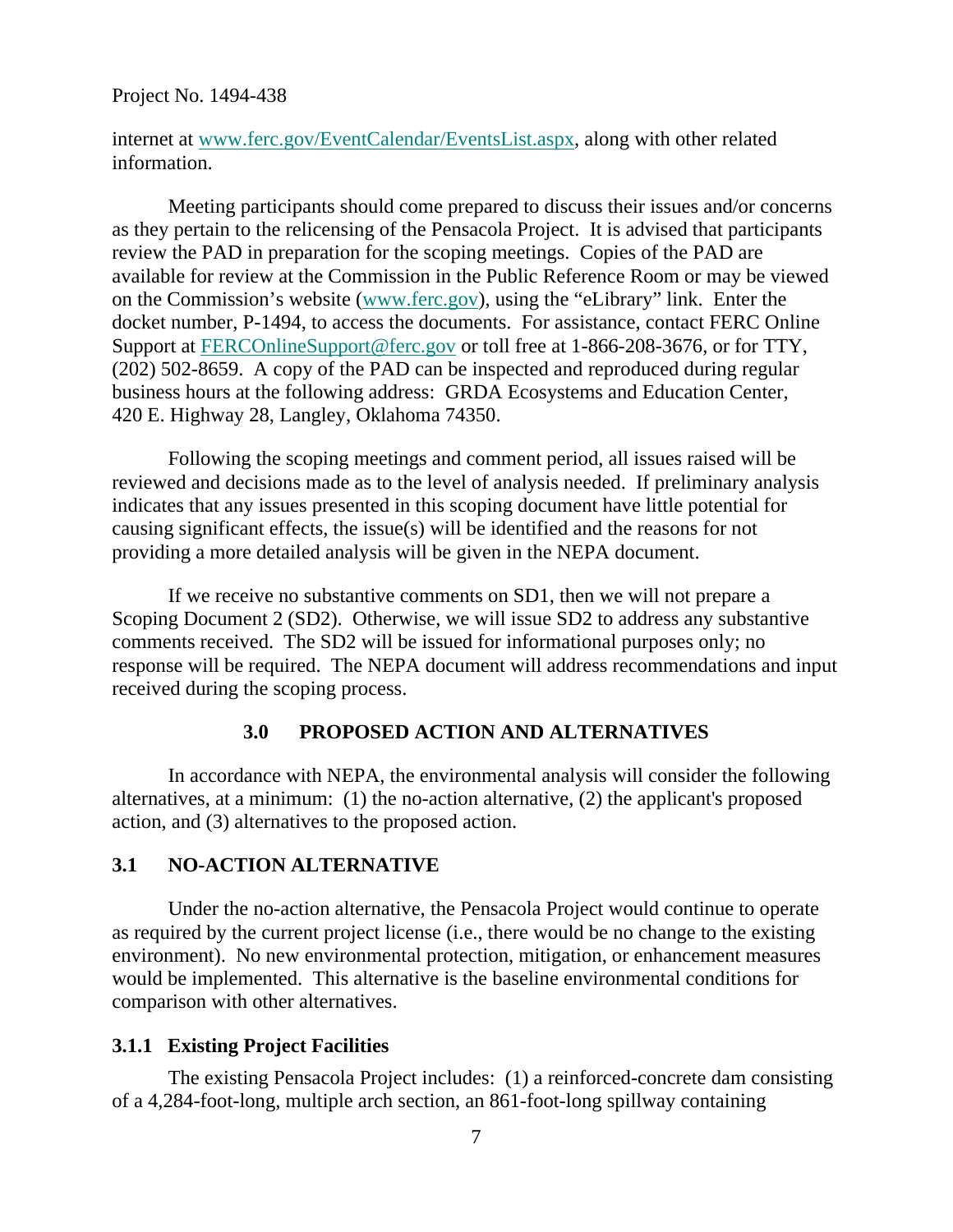internet at www.ferc.gov/EventCalendar/EventsList.aspx, along with other related information.

Meeting participants should come prepared to discuss their issues and/or concerns as they pertain to the relicensing of the Pensacola Project. It is advised that participants review the PAD in preparation for the scoping meetings. Copies of the PAD are available for review at the Commission in the Public Reference Room or may be viewed on the Commission's website (www.ferc.gov), using the "eLibrary" link. Enter the docket number, P-1494, to access the documents. For assistance, contact FERC Online Support at FERCOnlineSupport@ferc.gov or toll free at 1-866-208-3676, or for TTY, (202) 502-8659. A copy of the PAD can be inspected and reproduced during regular business hours at the following address: GRDA Ecosystems and Education Center, 420 E. Highway 28, Langley, Oklahoma 74350.

Following the scoping meetings and comment period, all issues raised will be reviewed and decisions made as to the level of analysis needed. If preliminary analysis indicates that any issues presented in this scoping document have little potential for causing significant effects, the issue(s) will be identified and the reasons for not providing a more detailed analysis will be given in the NEPA document.

If we receive no substantive comments on SD1, then we will not prepare a Scoping Document 2 (SD2). Otherwise, we will issue SD2 to address any substantive comments received. The SD2 will be issued for informational purposes only; no response will be required. The NEPA document will address recommendations and input received during the scoping process.

## 3.0 PROPOSED ACTION AND ALTERNATIVES

In accordance with NEPA, the environmental analysis will consider the following alternatives, at a minimum: (1) the no-action alternative, (2) the applicant's proposed action, and (3) alternatives to the proposed action.

### 3.1 NO-ACTION ALTERNATIVE

Under the no-action alternative, the Pensacola Project would continue to operate as required by the current project license (i.e., there would be no change to the existing environment). No new environmental protection, mitigation, or enhancement measures would be implemented. This alternative is the baseline environmental conditions for comparison with other alternatives.

#### 3.1.1 Existing Project Facilities

The existing Pensacola Project includes: (1) a reinforced-concrete dam consisting of a 4,284-foot-long, multiple arch section, an 861-foot-long spillway containing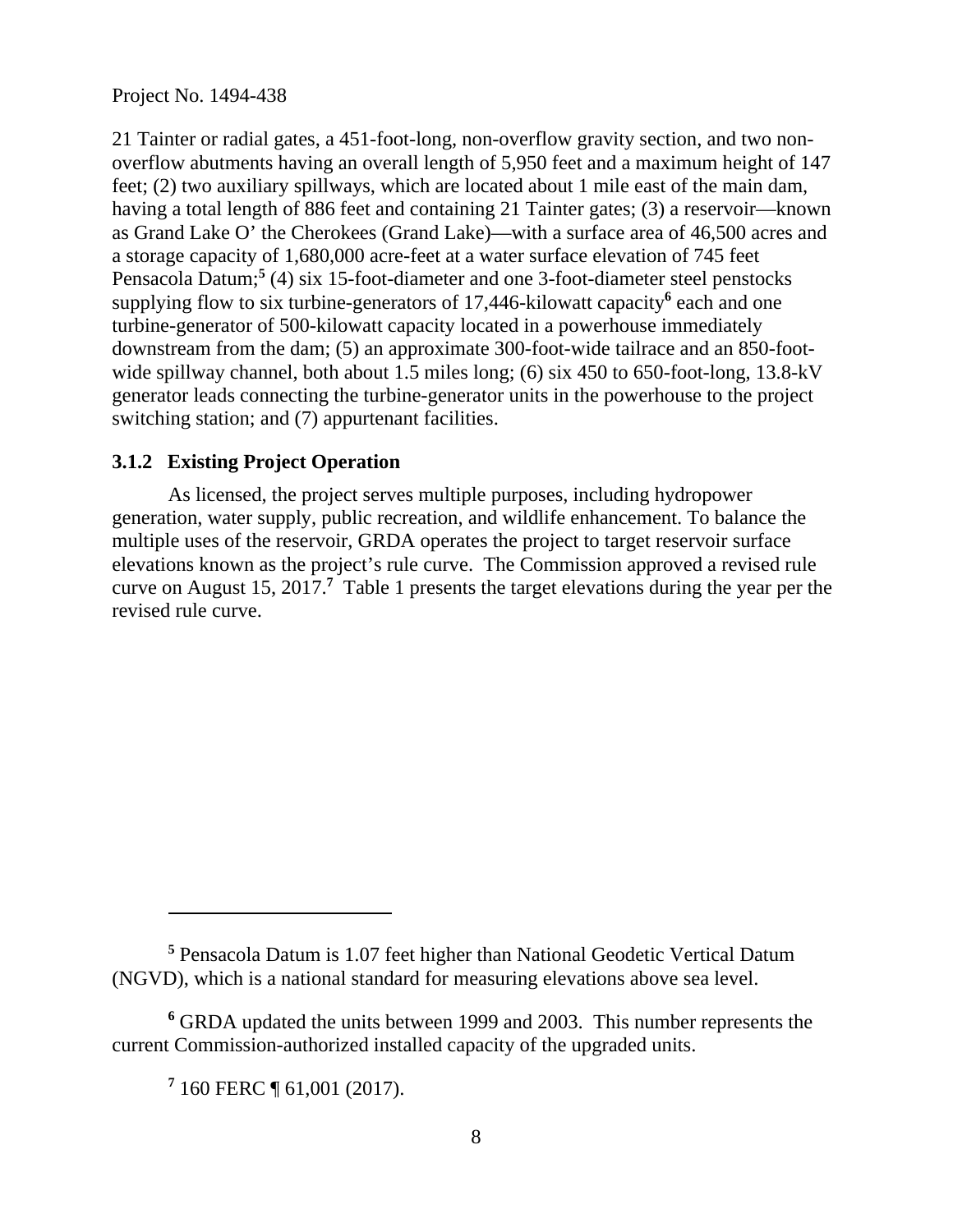21 Tainter or radial gates, a 451-foot-long, non-overflow gravity section, and two non-overflow abutments having an overall length of 5,950 feet and a maximum height of 147 feet; (2) two auxiliary spillways, which are located about 1 mile east of the main dam, having a total length of 886 feet and containing 21 Tainter gates; (3) a reservoir—known as Grand Lake O' the Cherokees (Grand Lake)—with a surface area of 46,500 acres and a storage capacity of 1,680,000 acre-feet at a water surface elevation of 745 feet Pensacola Datum;[5] (4) six 15-foot-diameter and one 3-foot-diameter steel penstocks supplying flow to six turbine-generators of 17,446-kilowatt capacity[6] each and one turbine-generator of 500-kilowatt capacity located in a powerhouse immediately downstream from the dam; (5) an approximate 300-foot-wide tailrace and an 850-foot-wide spillway channel, both about 1.5 miles long; (6) six 450 to 650-foot-long, 13.8-kV generator leads connecting the turbine-generator units in the powerhouse to the project switching station; and (7) appurtenant facilities.

### 3.1.2 Existing Project Operation

As licensed, the project serves multiple purposes, including hydropower generation, water supply, public recreation, and wildlife enhancement. To balance the multiple uses of the reservoir, GRDA operates the project to target reservoir surface elevations known as the project's rule curve. The Commission approved a revised rule curve on August 15, 2017.[7] Table 1 presents the target elevations during the year per the revised rule curve.

---

[5] Pensacola Datum is 1.07 feet higher than National Geodetic Vertical Datum (NGVD), which is a national standard for measuring elevations above sea level.

[6] GRDA updated the units between 1999 and 2003. This number represents the current Commission-authorized installed capacity of the upgraded units.

[7] 160 FERC ¶ 61,001 (2017).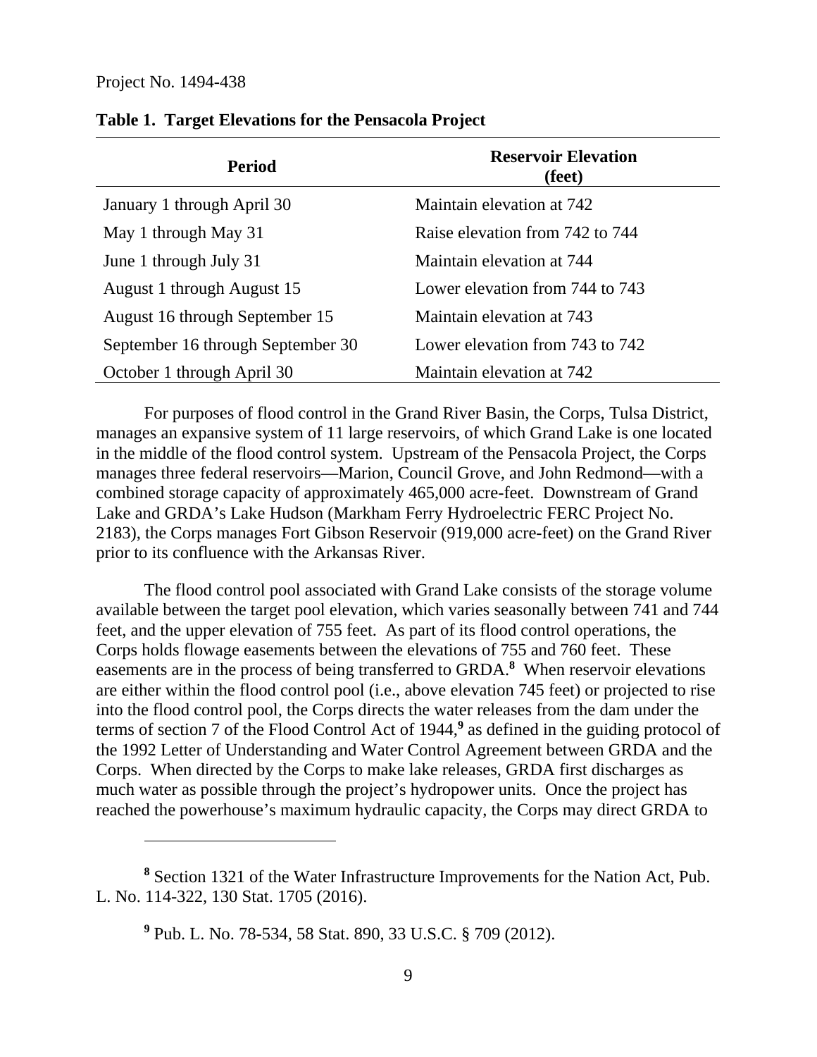**Table 1. Target Elevations for the Pensacola Project**

| Period | Reservoir Elevation (feet) |
| --- | --- |
| January 1 through April 30 | Maintain elevation at 742 |
| May 1 through May 31 | Raise elevation from 742 to 744 |
| June 1 through July 31 | Maintain elevation at 744 |
| August 1 through August 15 | Lower elevation from 744 to 743 |
| August 16 through September 15 | Maintain elevation at 743 |
| September 16 through September 30 | Lower elevation from 743 to 742 |
| October 1 through April 30 | Maintain elevation at 742 |

For purposes of flood control in the Grand River Basin, the Corps, Tulsa District, manages an expansive system of 11 large reservoirs, of which Grand Lake is one located in the middle of the flood control system. Upstream of the Pensacola Project, the Corps manages three federal reservoirs—Marion, Council Grove, and John Redmond—with a combined storage capacity of approximately 465,000 acre-feet. Downstream of Grand Lake and GRDA's Lake Hudson (Markham Ferry Hydroelectric FERC Project No. 2183), the Corps manages Fort Gibson Reservoir (919,000 acre-feet) on the Grand River prior to its confluence with the Arkansas River.

The flood control pool associated with Grand Lake consists of the storage volume available between the target pool elevation, which varies seasonally between 741 and 744 feet, and the upper elevation of 755 feet. As part of its flood control operations, the Corps holds flowage easements between the elevations of 755 and 760 feet. These easements are in the process of being transferred to GRDA.[8] When reservoir elevations are either within the flood control pool (i.e., above elevation 745 feet) or projected to rise into the flood control pool, the Corps directs the water releases from the dam under the terms of section 7 of the Flood Control Act of 1944,[9] as defined in the guiding protocol of the 1992 Letter of Understanding and Water Control Agreement between GRDA and the Corps. When directed by the Corps to make lake releases, GRDA first discharges as much water as possible through the project's hydropower units. Once the project has reached the powerhouse's maximum hydraulic capacity, the Corps may direct GRDA to

[8] Section 1321 of the Water Infrastructure Improvements for the Nation Act, Pub. L. No. 114-322, 130 Stat. 1705 (2016).

[9] Pub. L. No. 78-534, 58 Stat. 890, 33 U.S.C. § 709 (2012).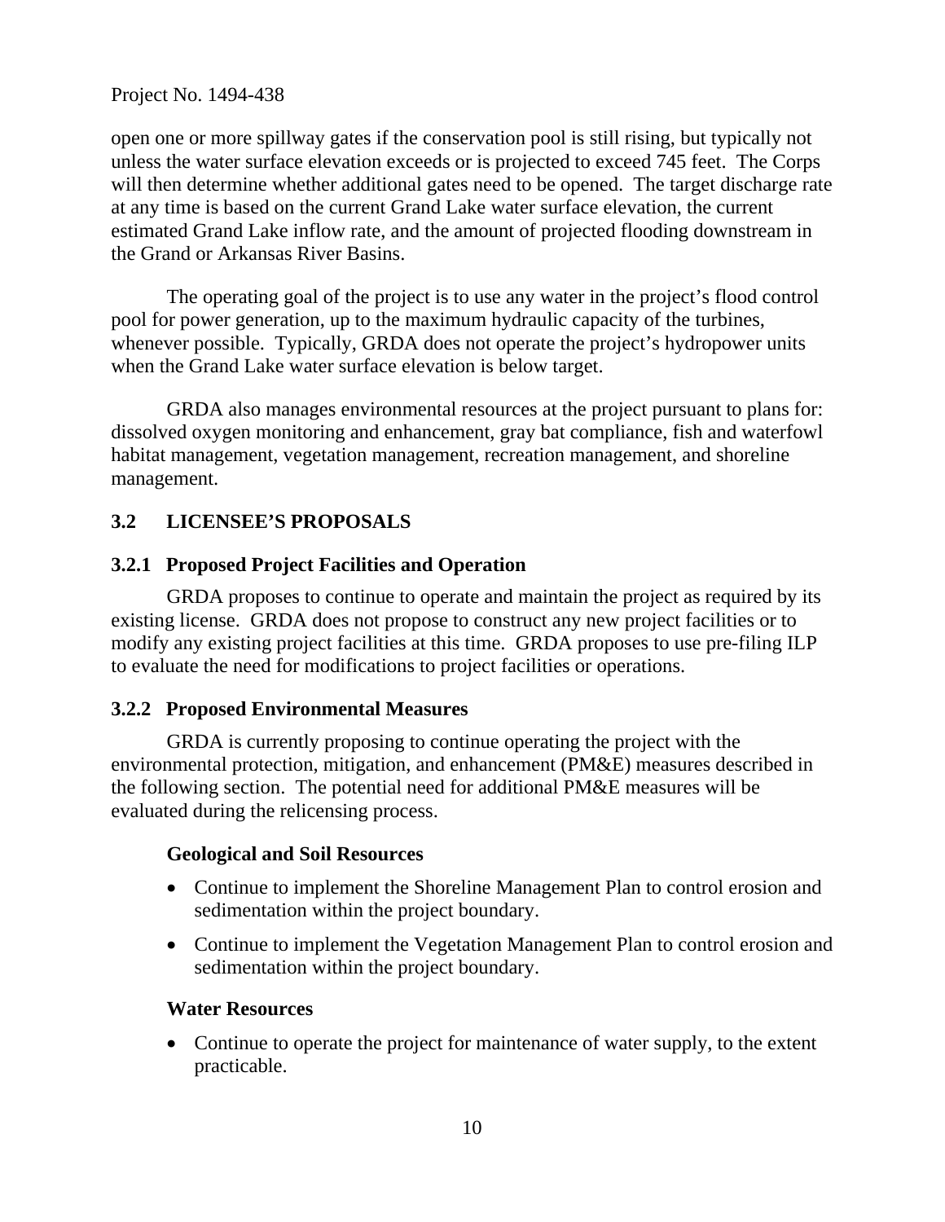open one or more spillway gates if the conservation pool is still rising, but typically not unless the water surface elevation exceeds or is projected to exceed 745 feet. The Corps will then determine whether additional gates need to be opened. The target discharge rate at any time is based on the current Grand Lake water surface elevation, the current estimated Grand Lake inflow rate, and the amount of projected flooding downstream in the Grand or Arkansas River Basins.

The operating goal of the project is to use any water in the project's flood control pool for power generation, up to the maximum hydraulic capacity of the turbines, whenever possible. Typically, GRDA does not operate the project's hydropower units when the Grand Lake water surface elevation is below target.

GRDA also manages environmental resources at the project pursuant to plans for: dissolved oxygen monitoring and enhancement, gray bat compliance, fish and waterfowl habitat management, vegetation management, recreation management, and shoreline management.

## 3.2 LICENSEE'S PROPOSALS

### 3.2.1 Proposed Project Facilities and Operation

GRDA proposes to continue to operate and maintain the project as required by its existing license. GRDA does not propose to construct any new project facilities or to modify any existing project facilities at this time. GRDA proposes to use pre-filing ILP to evaluate the need for modifications to project facilities or operations.

### 3.2.2 Proposed Environmental Measures

GRDA is currently proposing to continue operating the project with the environmental protection, mitigation, and enhancement (PM&E) measures described in the following section. The potential need for additional PM&E measures will be evaluated during the relicensing process.

**Geological and Soil Resources**

- Continue to implement the Shoreline Management Plan to control erosion and sedimentation within the project boundary.
- Continue to implement the Vegetation Management Plan to control erosion and sedimentation within the project boundary.

**Water Resources**

- Continue to operate the project for maintenance of water supply, to the extent practicable.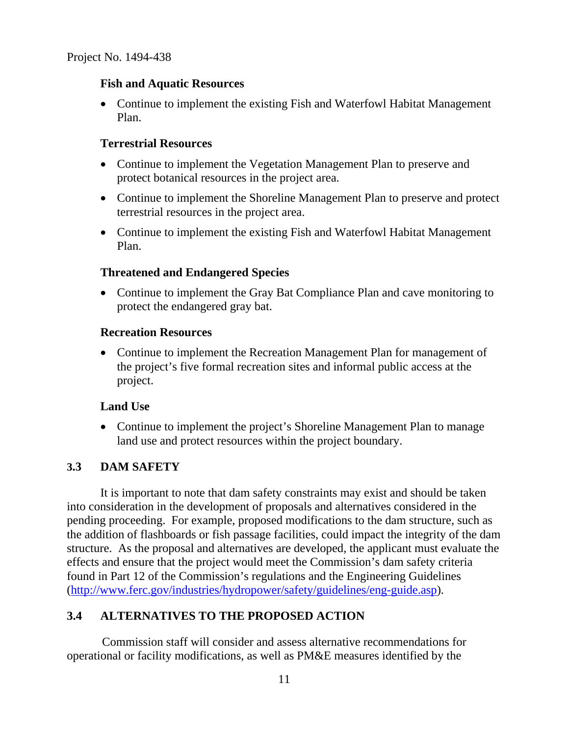**Fish and Aquatic Resources**

- Continue to implement the existing Fish and Waterfowl Habitat Management Plan.

**Terrestrial Resources**

- Continue to implement the Vegetation Management Plan to preserve and protect botanical resources in the project area.
- Continue to implement the Shoreline Management Plan to preserve and protect terrestrial resources in the project area.
- Continue to implement the existing Fish and Waterfowl Habitat Management Plan.

**Threatened and Endangered Species**

- Continue to implement the Gray Bat Compliance Plan and cave monitoring to protect the endangered gray bat.

**Recreation Resources**

- Continue to implement the Recreation Management Plan for management of the project's five formal recreation sites and informal public access at the project.

**Land Use**

- Continue to implement the project's Shoreline Management Plan to manage land use and protect resources within the project boundary.

## 3.3 DAM SAFETY

It is important to note that dam safety constraints may exist and should be taken into consideration in the development of proposals and alternatives considered in the pending proceeding. For example, proposed modifications to the dam structure, such as the addition of flashboards or fish passage facilities, could impact the integrity of the dam structure. As the proposal and alternatives are developed, the applicant must evaluate the effects and ensure that the project would meet the Commission's dam safety criteria found in Part 12 of the Commission's regulations and the Engineering Guidelines (http://www.ferc.gov/industries/hydropower/safety/guidelines/eng-guide.asp).

## 3.4 ALTERNATIVES TO THE PROPOSED ACTION

Commission staff will consider and assess alternative recommendations for operational or facility modifications, as well as PM&E measures identified by the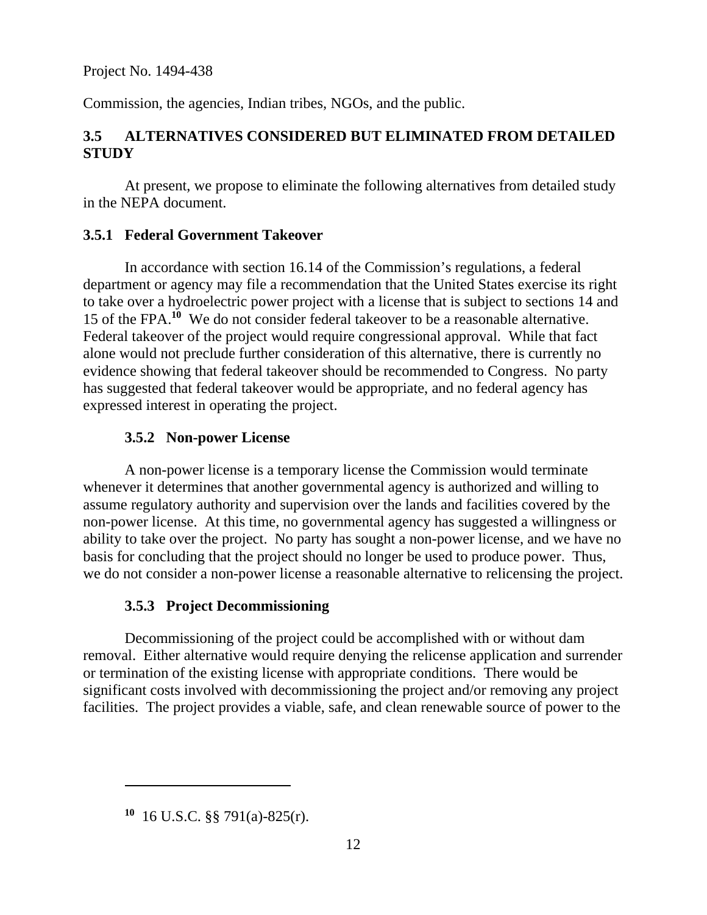Commission, the agencies, Indian tribes, NGOs, and the public.

## 3.5 ALTERNATIVES CONSIDERED BUT ELIMINATED FROM DETAILED STUDY

At present, we propose to eliminate the following alternatives from detailed study in the NEPA document.

### 3.5.1 Federal Government Takeover

In accordance with section 16.14 of the Commission's regulations, a federal department or agency may file a recommendation that the United States exercise its right to take over a hydroelectric power project with a license that is subject to sections 14 and 15 of the FPA.[10] We do not consider federal takeover to be a reasonable alternative. Federal takeover of the project would require congressional approval. While that fact alone would not preclude further consideration of this alternative, there is currently no evidence showing that federal takeover should be recommended to Congress. No party has suggested that federal takeover would be appropriate, and no federal agency has expressed interest in operating the project.

### 3.5.2 Non-power License

A non-power license is a temporary license the Commission would terminate whenever it determines that another governmental agency is authorized and willing to assume regulatory authority and supervision over the lands and facilities covered by the non-power license. At this time, no governmental agency has suggested a willingness or ability to take over the project. No party has sought a non-power license, and we have no basis for concluding that the project should no longer be used to produce power. Thus, we do not consider a non-power license a reasonable alternative to relicensing the project.

### 3.5.3 Project Decommissioning

Decommissioning of the project could be accomplished with or without dam removal. Either alternative would require denying the relicense application and surrender or termination of the existing license with appropriate conditions. There would be significant costs involved with decommissioning the project and/or removing any project facilities. The project provides a viable, safe, and clean renewable source of power to the

---

[10] 16 U.S.C. §§ 791(a)-825(r).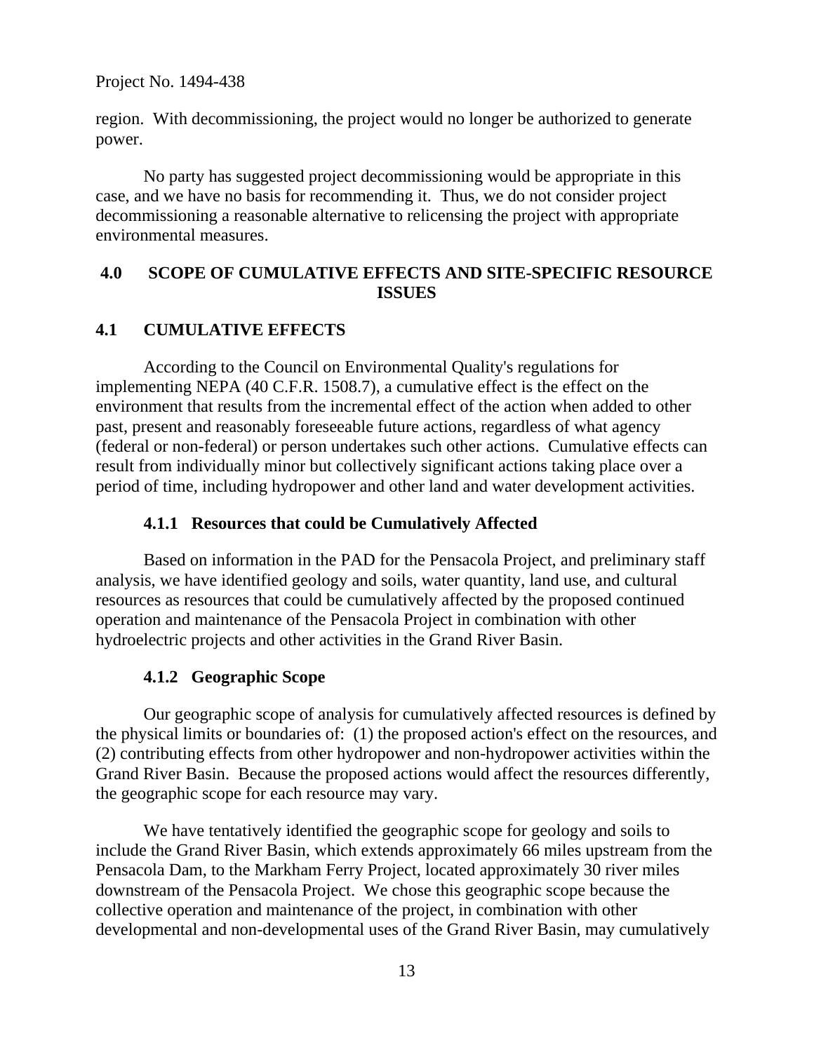region. With decommissioning, the project would no longer be authorized to generate power.

No party has suggested project decommissioning would be appropriate in this case, and we have no basis for recommending it. Thus, we do not consider project decommissioning a reasonable alternative to relicensing the project with appropriate environmental measures.

## 4.0 SCOPE OF CUMULATIVE EFFECTS AND SITE-SPECIFIC RESOURCE ISSUES

## 4.1 CUMULATIVE EFFECTS

According to the Council on Environmental Quality's regulations for implementing NEPA (40 C.F.R. 1508.7), a cumulative effect is the effect on the environment that results from the incremental effect of the action when added to other past, present and reasonably foreseeable future actions, regardless of what agency (federal or non-federal) or person undertakes such other actions. Cumulative effects can result from individually minor but collectively significant actions taking place over a period of time, including hydropower and other land and water development activities.

### 4.1.1 Resources that could be Cumulatively Affected

Based on information in the PAD for the Pensacola Project, and preliminary staff analysis, we have identified geology and soils, water quantity, land use, and cultural resources as resources that could be cumulatively affected by the proposed continued operation and maintenance of the Pensacola Project in combination with other hydroelectric projects and other activities in the Grand River Basin.

### 4.1.2 Geographic Scope

Our geographic scope of analysis for cumulatively affected resources is defined by the physical limits or boundaries of: (1) the proposed action's effect on the resources, and (2) contributing effects from other hydropower and non-hydropower activities within the Grand River Basin. Because the proposed actions would affect the resources differently, the geographic scope for each resource may vary.

We have tentatively identified the geographic scope for geology and soils to include the Grand River Basin, which extends approximately 66 miles upstream from the Pensacola Dam, to the Markham Ferry Project, located approximately 30 river miles downstream of the Pensacola Project. We chose this geographic scope because the collective operation and maintenance of the project, in combination with other developmental and non-developmental uses of the Grand River Basin, may cumulatively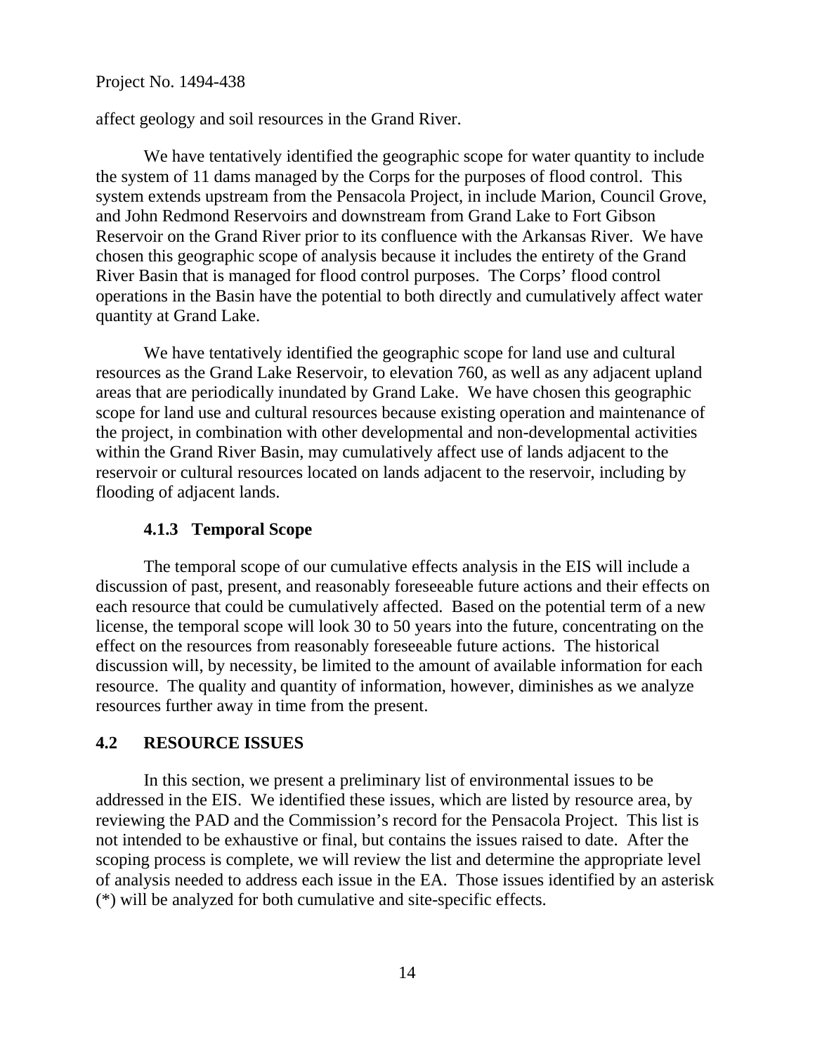affect geology and soil resources in the Grand River.

We have tentatively identified the geographic scope for water quantity to include the system of 11 dams managed by the Corps for the purposes of flood control. This system extends upstream from the Pensacola Project, in include Marion, Council Grove, and John Redmond Reservoirs and downstream from Grand Lake to Fort Gibson Reservoir on the Grand River prior to its confluence with the Arkansas River. We have chosen this geographic scope of analysis because it includes the entirety of the Grand River Basin that is managed for flood control purposes. The Corps' flood control operations in the Basin have the potential to both directly and cumulatively affect water quantity at Grand Lake.

We have tentatively identified the geographic scope for land use and cultural resources as the Grand Lake Reservoir, to elevation 760, as well as any adjacent upland areas that are periodically inundated by Grand Lake. We have chosen this geographic scope for land use and cultural resources because existing operation and maintenance of the project, in combination with other developmental and non-developmental activities within the Grand River Basin, may cumulatively affect use of lands adjacent to the reservoir or cultural resources located on lands adjacent to the reservoir, including by flooding of adjacent lands.

### 4.1.3 Temporal Scope

The temporal scope of our cumulative effects analysis in the EIS will include a discussion of past, present, and reasonably foreseeable future actions and their effects on each resource that could be cumulatively affected. Based on the potential term of a new license, the temporal scope will look 30 to 50 years into the future, concentrating on the effect on the resources from reasonably foreseeable future actions. The historical discussion will, by necessity, be limited to the amount of available information for each resource. The quality and quantity of information, however, diminishes as we analyze resources further away in time from the present.

## 4.2 RESOURCE ISSUES

In this section, we present a preliminary list of environmental issues to be addressed in the EIS. We identified these issues, which are listed by resource area, by reviewing the PAD and the Commission's record for the Pensacola Project. This list is not intended to be exhaustive or final, but contains the issues raised to date. After the scoping process is complete, we will review the list and determine the appropriate level of analysis needed to address each issue in the EA. Those issues identified by an asterisk (*) will be analyzed for both cumulative and site-specific effects.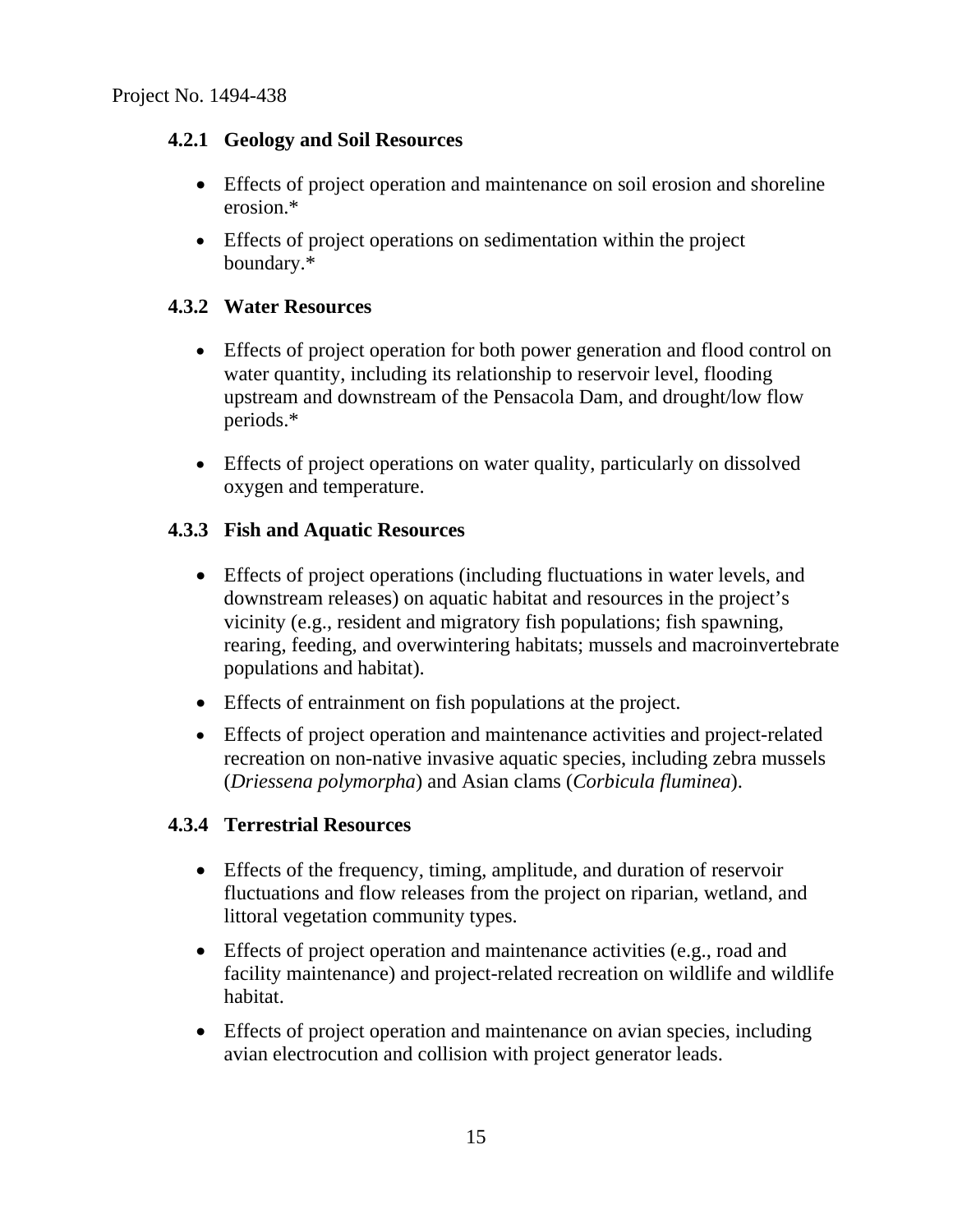### 4.2.1 Geology and Soil Resources

- Effects of project operation and maintenance on soil erosion and shoreline erosion.*
- Effects of project operations on sedimentation within the project boundary.*

### 4.3.2 Water Resources

- Effects of project operation for both power generation and flood control on water quantity, including its relationship to reservoir level, flooding upstream and downstream of the Pensacola Dam, and drought/low flow periods.*
- Effects of project operations on water quality, particularly on dissolved oxygen and temperature.

### 4.3.3 Fish and Aquatic Resources

- Effects of project operations (including fluctuations in water levels, and downstream releases) on aquatic habitat and resources in the project's vicinity (e.g., resident and migratory fish populations; fish spawning, rearing, feeding, and overwintering habitats; mussels and macroinvertebrate populations and habitat).
- Effects of entrainment on fish populations at the project.
- Effects of project operation and maintenance activities and project-related recreation on non-native invasive aquatic species, including zebra mussels (*Driessena polymorpha*) and Asian clams (*Corbicula fluminea*).

### 4.3.4 Terrestrial Resources

- Effects of the frequency, timing, amplitude, and duration of reservoir fluctuations and flow releases from the project on riparian, wetland, and littoral vegetation community types.
- Effects of project operation and maintenance activities (e.g., road and facility maintenance) and project-related recreation on wildlife and wildlife habitat.
- Effects of project operation and maintenance on avian species, including avian electrocution and collision with project generator leads.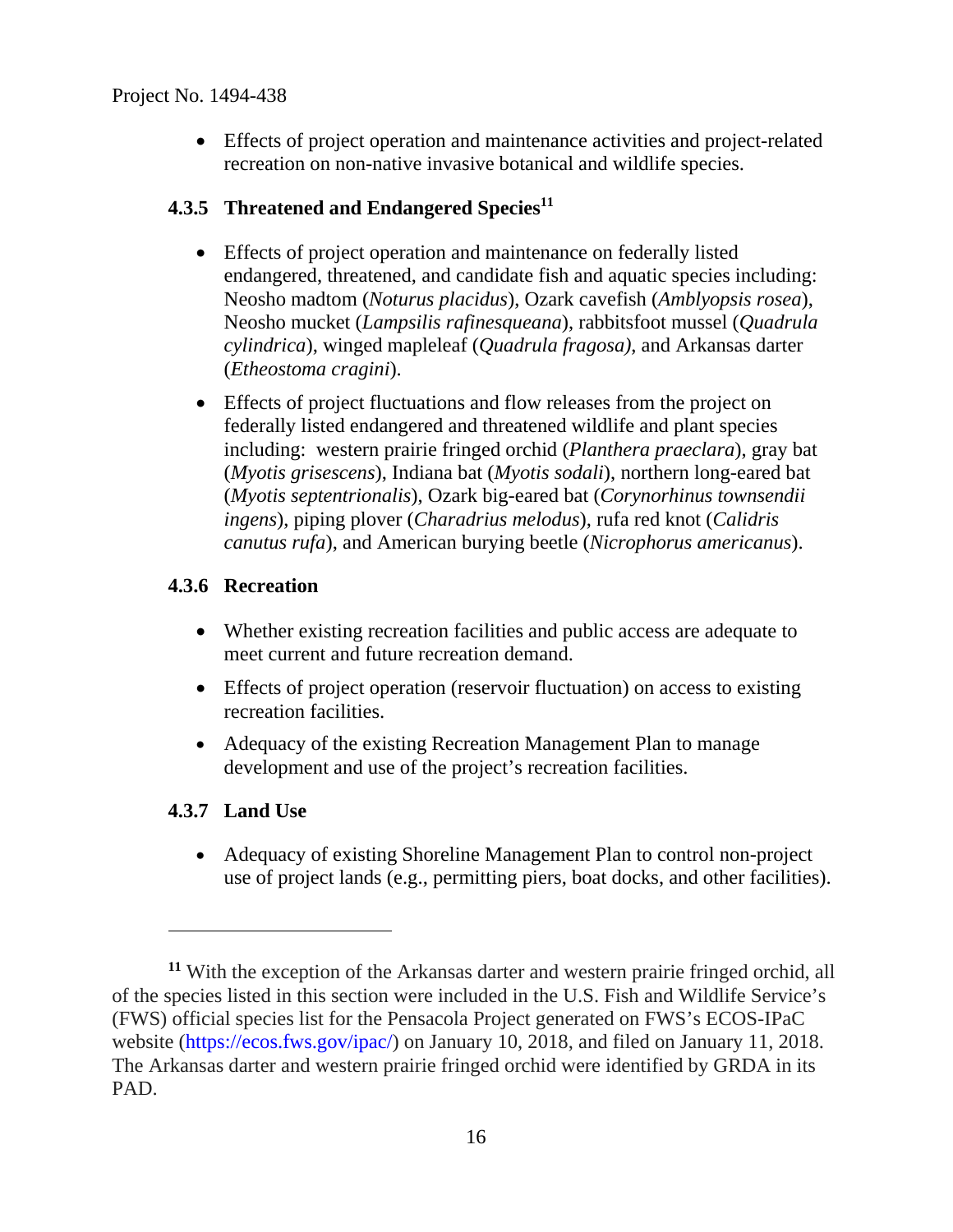- Effects of project operation and maintenance activities and project-related recreation on non-native invasive botanical and wildlife species.

### 4.3.5 Threatened and Endangered Species[11]

- Effects of project operation and maintenance on federally listed endangered, threatened, and candidate fish and aquatic species including: Neosho madtom (*Noturus placidus*), Ozark cavefish (*Amblyopsis rosea*), Neosho mucket (*Lampsilis rafinesqueana*), rabbitsfoot mussel (*Quadrula cylindrica*), winged mapleleaf (*Quadrula fragosa)*, and Arkansas darter (*Etheostoma cragini*).
- Effects of project fluctuations and flow releases from the project on federally listed endangered and threatened wildlife and plant species including: western prairie fringed orchid (*Planthera praeclara*), gray bat (*Myotis grisescens*), Indiana bat (*Myotis sodali*), northern long-eared bat (*Myotis septentrionalis*), Ozark big-eared bat (*Corynorhinus townsendii ingens*), piping plover (*Charadrius melodus*), rufa red knot (*Calidris canutus rufa*), and American burying beetle (*Nicrophorus americanus*).

### 4.3.6 Recreation

- Whether existing recreation facilities and public access are adequate to meet current and future recreation demand.
- Effects of project operation (reservoir fluctuation) on access to existing recreation facilities.
- Adequacy of the existing Recreation Management Plan to manage development and use of the project's recreation facilities.

### 4.3.7 Land Use

- Adequacy of existing Shoreline Management Plan to control non-project use of project lands (e.g., permitting piers, boat docks, and other facilities).

---

[11] With the exception of the Arkansas darter and western prairie fringed orchid, all of the species listed in this section were included in the U.S. Fish and Wildlife Service's (FWS) official species list for the Pensacola Project generated on FWS's ECOS-IPaC website (https://ecos.fws.gov/ipac/) on January 10, 2018, and filed on January 11, 2018. The Arkansas darter and western prairie fringed orchid were identified by GRDA in its PAD.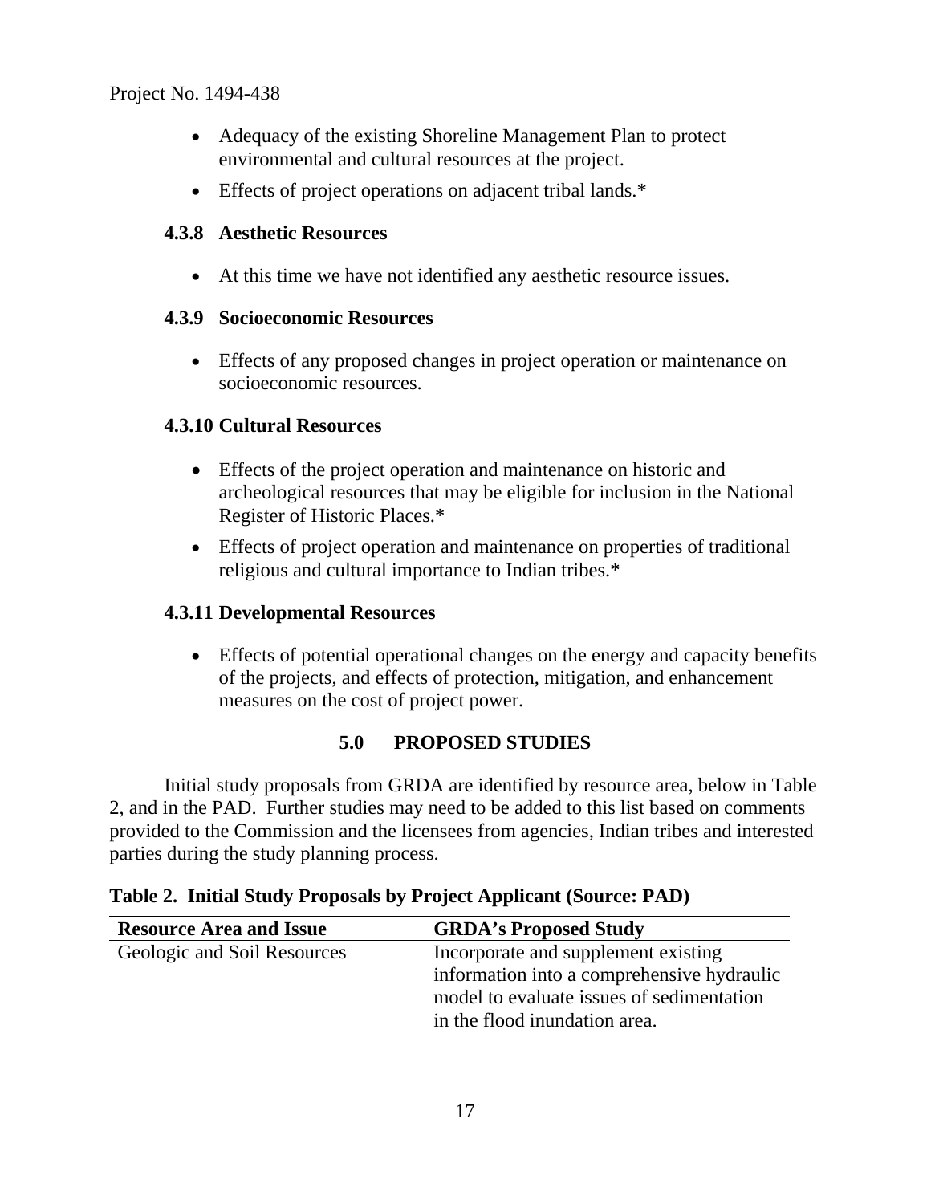- Adequacy of the existing Shoreline Management Plan to protect environmental and cultural resources at the project.
- Effects of project operations on adjacent tribal lands.*

### 4.3.8 Aesthetic Resources

- At this time we have not identified any aesthetic resource issues.

### 4.3.9 Socioeconomic Resources

- Effects of any proposed changes in project operation or maintenance on socioeconomic resources.

### 4.3.10 Cultural Resources

- Effects of the project operation and maintenance on historic and archeological resources that may be eligible for inclusion in the National Register of Historic Places.*
- Effects of project operation and maintenance on properties of traditional religious and cultural importance to Indian tribes.*

### 4.3.11 Developmental Resources

- Effects of potential operational changes on the energy and capacity benefits of the projects, and effects of protection, mitigation, and enhancement measures on the cost of project power.

## 5.0 PROPOSED STUDIES

Initial study proposals from GRDA are identified by resource area, below in Table 2, and in the PAD. Further studies may need to be added to this list based on comments provided to the Commission and the licensees from agencies, Indian tribes and interested parties during the study planning process.

**Table 2. Initial Study Proposals by Project Applicant (Source: PAD)**

| Resource Area and Issue | GRDA's Proposed Study |
|---|---|
| Geologic and Soil Resources | Incorporate and supplement existing information into a comprehensive hydraulic model to evaluate issues of sedimentation in the flood inundation area. |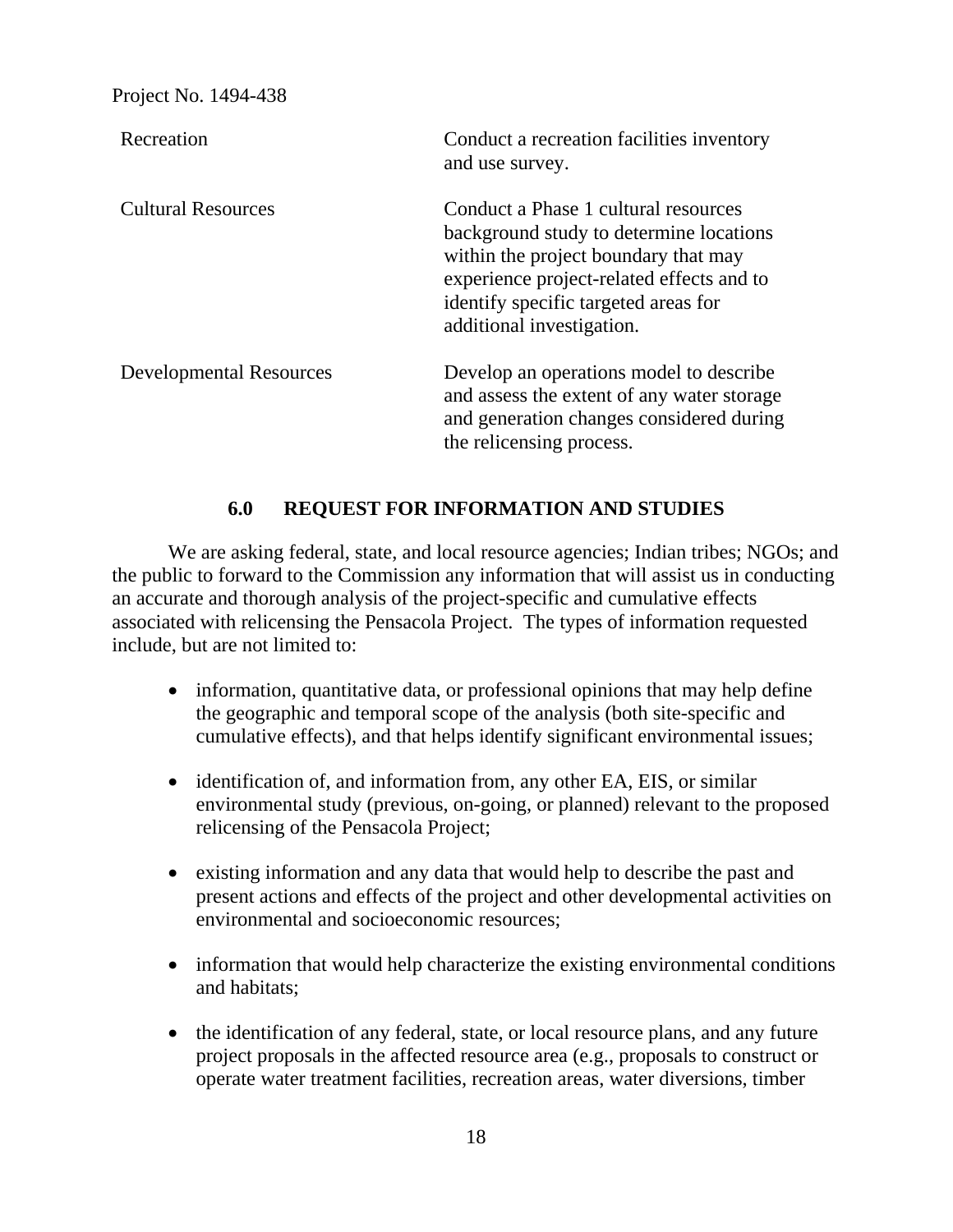| | |
|---|---|
| Recreation | Conduct a recreation facilities inventory and use survey. |
| Cultural Resources | Conduct a Phase 1 cultural resources background study to determine locations within the project boundary that may experience project-related effects and to identify specific targeted areas for additional investigation. |
| Developmental Resources | Develop an operations model to describe and assess the extent of any water storage and generation changes considered during the relicensing process. |

## 6.0 REQUEST FOR INFORMATION AND STUDIES

We are asking federal, state, and local resource agencies; Indian tribes; NGOs; and the public to forward to the Commission any information that will assist us in conducting an accurate and thorough analysis of the project-specific and cumulative effects associated with relicensing the Pensacola Project. The types of information requested include, but are not limited to:

- information, quantitative data, or professional opinions that may help define the geographic and temporal scope of the analysis (both site-specific and cumulative effects), and that helps identify significant environmental issues;
- identification of, and information from, any other EA, EIS, or similar environmental study (previous, on-going, or planned) relevant to the proposed relicensing of the Pensacola Project;
- existing information and any data that would help to describe the past and present actions and effects of the project and other developmental activities on environmental and socioeconomic resources;
- information that would help characterize the existing environmental conditions and habitats;
- the identification of any federal, state, or local resource plans, and any future project proposals in the affected resource area (e.g., proposals to construct or operate water treatment facilities, recreation areas, water diversions, timber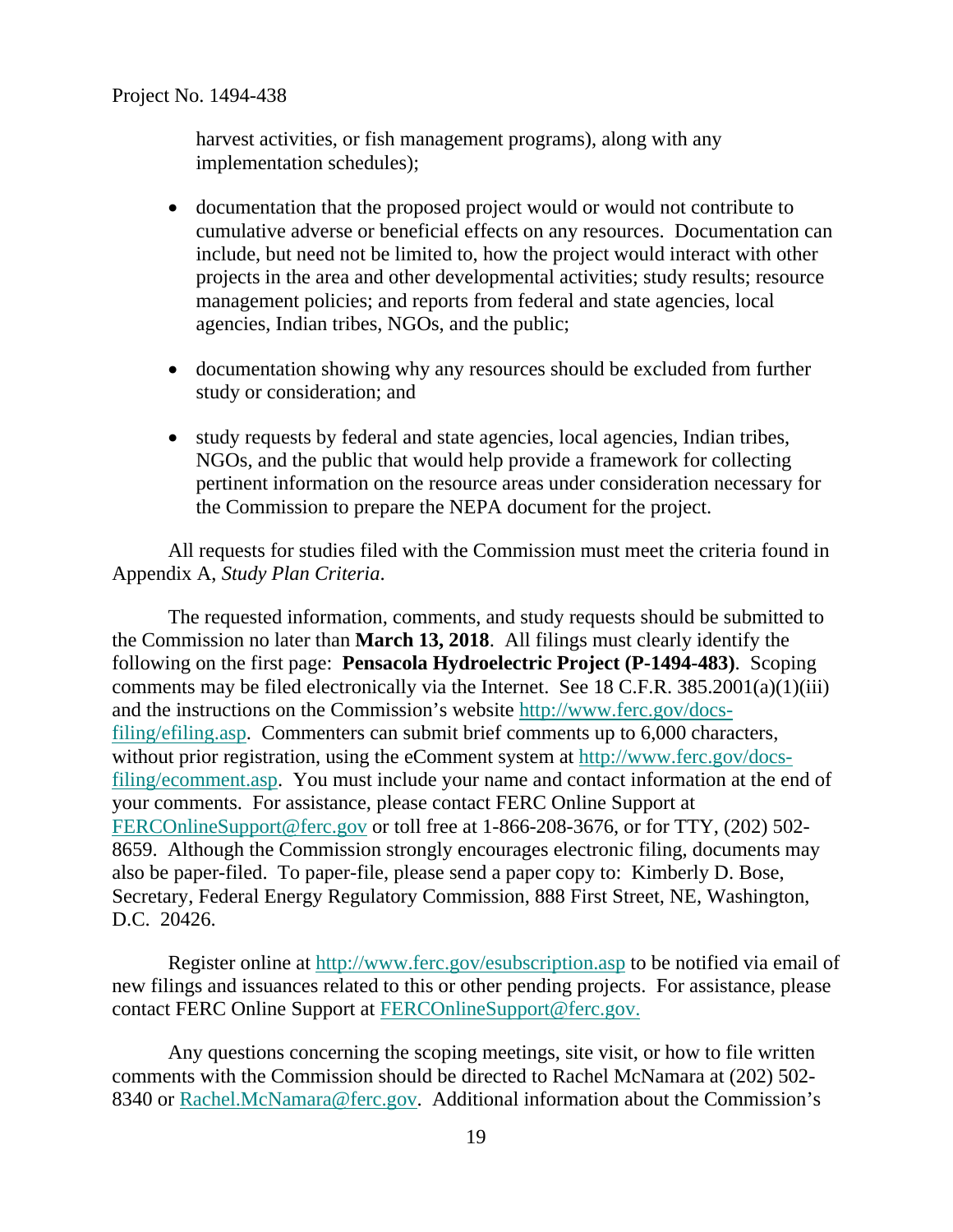harvest activities, or fish management programs), along with any implementation schedules);

- documentation that the proposed project would or would not contribute to cumulative adverse or beneficial effects on any resources. Documentation can include, but need not be limited to, how the project would interact with other projects in the area and other developmental activities; study results; resource management policies; and reports from federal and state agencies, local agencies, Indian tribes, NGOs, and the public;

- documentation showing why any resources should be excluded from further study or consideration; and

- study requests by federal and state agencies, local agencies, Indian tribes, NGOs, and the public that would help provide a framework for collecting pertinent information on the resource areas under consideration necessary for the Commission to prepare the NEPA document for the project.

All requests for studies filed with the Commission must meet the criteria found in Appendix A, *Study Plan Criteria*.

The requested information, comments, and study requests should be submitted to the Commission no later than **March 13, 2018**. All filings must clearly identify the following on the first page: **Pensacola Hydroelectric Project (P-1494-483)**. Scoping comments may be filed electronically via the Internet. See 18 C.F.R. 385.2001(a)(1)(iii) and the instructions on the Commission's website http://www.ferc.gov/docs-filing/efiling.asp. Commenters can submit brief comments up to 6,000 characters, without prior registration, using the eComment system at http://www.ferc.gov/docs-filing/ecomment.asp. You must include your name and contact information at the end of your comments. For assistance, please contact FERC Online Support at FERCOnlineSupport@ferc.gov or toll free at 1-866-208-3676, or for TTY, (202) 502-8659. Although the Commission strongly encourages electronic filing, documents may also be paper-filed. To paper-file, please send a paper copy to: Kimberly D. Bose, Secretary, Federal Energy Regulatory Commission, 888 First Street, NE, Washington, D.C. 20426.

Register online at http://www.ferc.gov/esubscription.asp to be notified via email of new filings and issuances related to this or other pending projects. For assistance, please contact FERC Online Support at FERCOnlineSupport@ferc.gov.

Any questions concerning the scoping meetings, site visit, or how to file written comments with the Commission should be directed to Rachel McNamara at (202) 502-8340 or Rachel.McNamara@ferc.gov. Additional information about the Commission's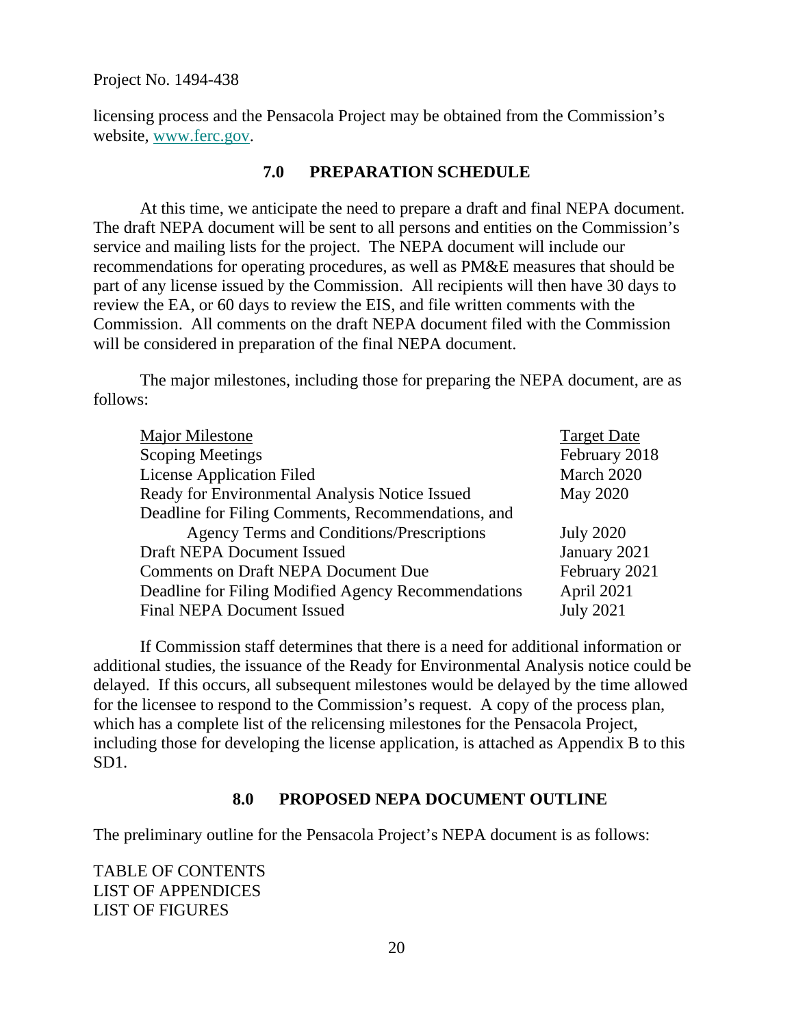licensing process and the Pensacola Project may be obtained from the Commission's website, www.ferc.gov.

## 7.0 PREPARATION SCHEDULE

At this time, we anticipate the need to prepare a draft and final NEPA document. The draft NEPA document will be sent to all persons and entities on the Commission's service and mailing lists for the project. The NEPA document will include our recommendations for operating procedures, as well as PM&E measures that should be part of any license issued by the Commission. All recipients will then have 30 days to review the EA, or 60 days to review the EIS, and file written comments with the Commission. All comments on the draft NEPA document filed with the Commission will be considered in preparation of the final NEPA document.

The major milestones, including those for preparing the NEPA document, are as follows:

| Major Milestone | Target Date |
|---|---|
| Scoping Meetings | February 2018 |
| License Application Filed | March 2020 |
| Ready for Environmental Analysis Notice Issued | May 2020 |
| Deadline for Filing Comments, Recommendations, and Agency Terms and Conditions/Prescriptions | July 2020 |
| Draft NEPA Document Issued | January 2021 |
| Comments on Draft NEPA Document Due | February 2021 |
| Deadline for Filing Modified Agency Recommendations | April 2021 |
| Final NEPA Document Issued | July 2021 |

If Commission staff determines that there is a need for additional information or additional studies, the issuance of the Ready for Environmental Analysis notice could be delayed. If this occurs, all subsequent milestones would be delayed by the time allowed for the licensee to respond to the Commission's request. A copy of the process plan, which has a complete list of the relicensing milestones for the Pensacola Project, including those for developing the license application, is attached as Appendix B to this SD1.

## 8.0 PROPOSED NEPA DOCUMENT OUTLINE

The preliminary outline for the Pensacola Project's NEPA document is as follows:

TABLE OF CONTENTS
LIST OF APPENDICES
LIST OF FIGURES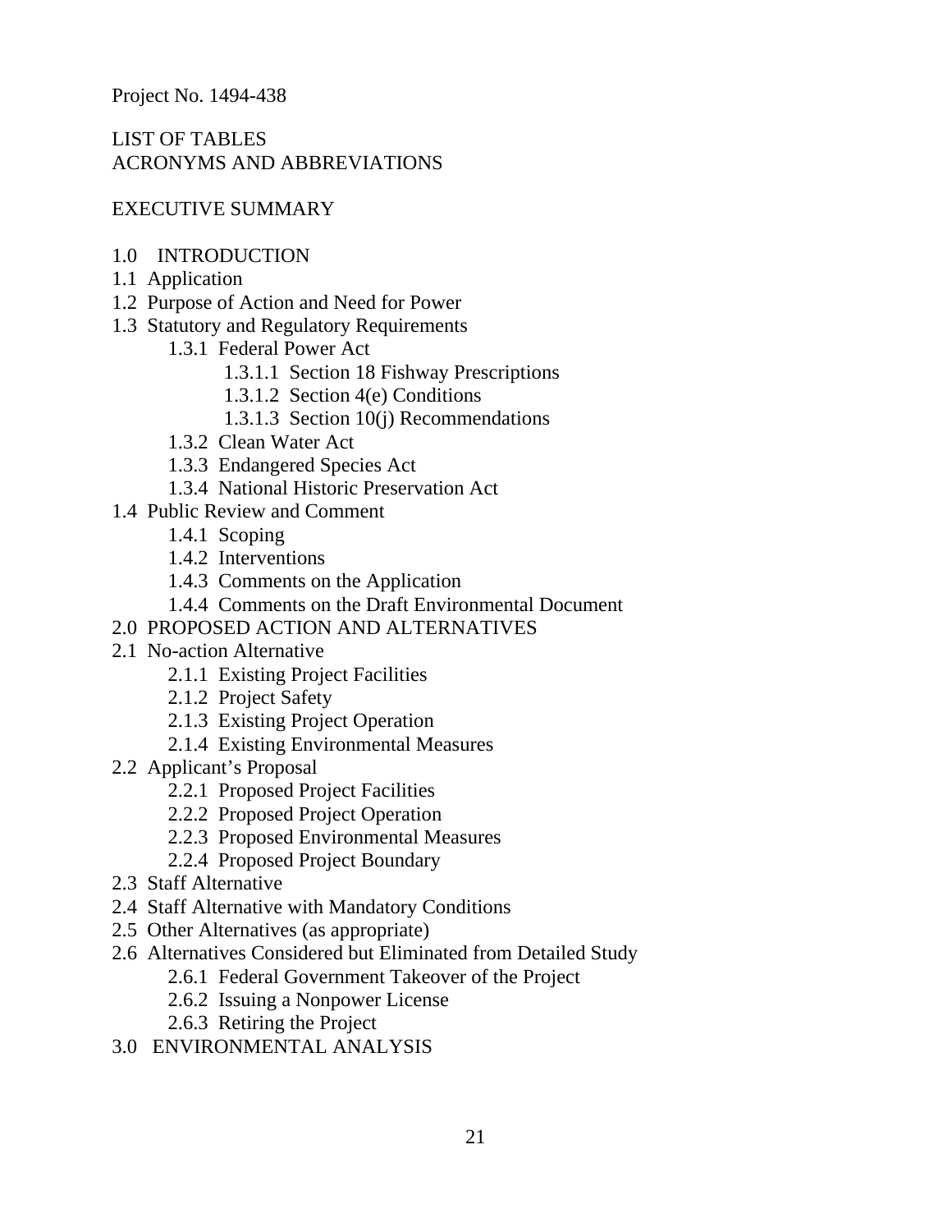Project No. 1494-438

LIST OF TABLES
ACRONYMS AND ABBREVIATIONS

EXECUTIVE SUMMARY

1.0 INTRODUCTION
1.1 Application
1.2 Purpose of Action and Need for Power
1.3 Statutory and Regulatory Requirements
  1.3.1 Federal Power Act
    1.3.1.1 Section 18 Fishway Prescriptions
    1.3.1.2 Section 4(e) Conditions
    1.3.1.3 Section 10(j) Recommendations
  1.3.2 Clean Water Act
  1.3.3 Endangered Species Act
  1.3.4 National Historic Preservation Act
1.4 Public Review and Comment
  1.4.1 Scoping
  1.4.2 Interventions
  1.4.3 Comments on the Application
  1.4.4 Comments on the Draft Environmental Document
2.0 PROPOSED ACTION AND ALTERNATIVES
2.1 No-action Alternative
  2.1.1 Existing Project Facilities
  2.1.2 Project Safety
  2.1.3 Existing Project Operation
  2.1.4 Existing Environmental Measures
2.2 Applicant's Proposal
  2.2.1 Proposed Project Facilities
  2.2.2 Proposed Project Operation
  2.2.3 Proposed Environmental Measures
  2.2.4 Proposed Project Boundary
2.3 Staff Alternative
2.4 Staff Alternative with Mandatory Conditions
2.5 Other Alternatives (as appropriate)
2.6 Alternatives Considered but Eliminated from Detailed Study
  2.6.1 Federal Government Takeover of the Project
  2.6.2 Issuing a Nonpower License
  2.6.3 Retiring the Project
3.0 ENVIRONMENTAL ANALYSIS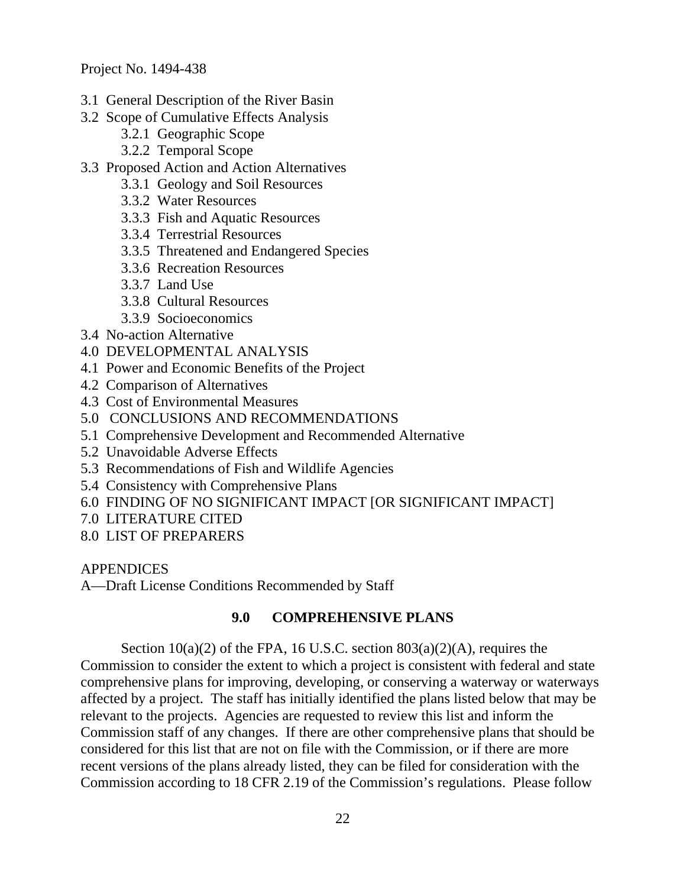3.1 General Description of the River Basin
3.2 Scope of Cumulative Effects Analysis
    3.2.1 Geographic Scope
    3.2.2 Temporal Scope
3.3 Proposed Action and Action Alternatives
    3.3.1 Geology and Soil Resources
    3.3.2 Water Resources
    3.3.3 Fish and Aquatic Resources
    3.3.4 Terrestrial Resources
    3.3.5 Threatened and Endangered Species
    3.3.6 Recreation Resources
    3.3.7 Land Use
    3.3.8 Cultural Resources
    3.3.9 Socioeconomics
3.4 No-action Alternative
4.0 DEVELOPMENTAL ANALYSIS
4.1 Power and Economic Benefits of the Project
4.2 Comparison of Alternatives
4.3 Cost of Environmental Measures
5.0 CONCLUSIONS AND RECOMMENDATIONS
5.1 Comprehensive Development and Recommended Alternative
5.2 Unavoidable Adverse Effects
5.3 Recommendations of Fish and Wildlife Agencies
5.4 Consistency with Comprehensive Plans
6.0 FINDING OF NO SIGNIFICANT IMPACT [OR SIGNIFICANT IMPACT]
7.0 LITERATURE CITED
8.0 LIST OF PREPARERS

APPENDICES
A—Draft License Conditions Recommended by Staff

## 9.0 COMPREHENSIVE PLANS

Section 10(a)(2) of the FPA, 16 U.S.C. section 803(a)(2)(A), requires the Commission to consider the extent to which a project is consistent with federal and state comprehensive plans for improving, developing, or conserving a waterway or waterways affected by a project. The staff has initially identified the plans listed below that may be relevant to the projects. Agencies are requested to review this list and inform the Commission staff of any changes. If there are other comprehensive plans that should be considered for this list that are not on file with the Commission, or if there are more recent versions of the plans already listed, they can be filed for consideration with the Commission according to 18 CFR 2.19 of the Commission's regulations. Please follow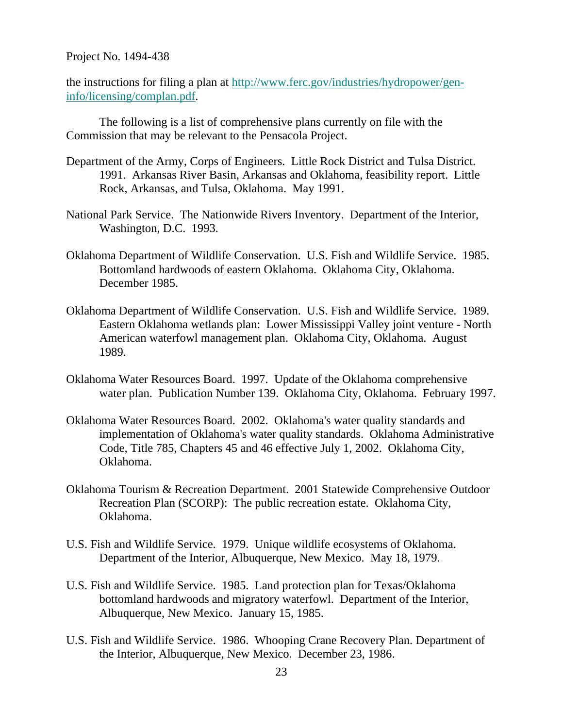the instructions for filing a plan at [http://www.ferc.gov/industries/hydropower/gen-info/licensing/complan.pdf](http://www.ferc.gov/industries/hydropower/gen-info/licensing/complan.pdf).

The following is a list of comprehensive plans currently on file with the Commission that may be relevant to the Pensacola Project.

Department of the Army, Corps of Engineers. Little Rock District and Tulsa District. 1991. Arkansas River Basin, Arkansas and Oklahoma, feasibility report. Little Rock, Arkansas, and Tulsa, Oklahoma. May 1991.

National Park Service. The Nationwide Rivers Inventory. Department of the Interior, Washington, D.C. 1993.

Oklahoma Department of Wildlife Conservation. U.S. Fish and Wildlife Service. 1985. Bottomland hardwoods of eastern Oklahoma. Oklahoma City, Oklahoma. December 1985.

Oklahoma Department of Wildlife Conservation. U.S. Fish and Wildlife Service. 1989. Eastern Oklahoma wetlands plan: Lower Mississippi Valley joint venture - North American waterfowl management plan. Oklahoma City, Oklahoma. August 1989.

Oklahoma Water Resources Board. 1997. Update of the Oklahoma comprehensive water plan. Publication Number 139. Oklahoma City, Oklahoma. February 1997.

Oklahoma Water Resources Board. 2002. Oklahoma's water quality standards and implementation of Oklahoma's water quality standards. Oklahoma Administrative Code, Title 785, Chapters 45 and 46 effective July 1, 2002. Oklahoma City, Oklahoma.

Oklahoma Tourism & Recreation Department. 2001 Statewide Comprehensive Outdoor Recreation Plan (SCORP): The public recreation estate. Oklahoma City, Oklahoma.

U.S. Fish and Wildlife Service. 1979. Unique wildlife ecosystems of Oklahoma. Department of the Interior, Albuquerque, New Mexico. May 18, 1979.

U.S. Fish and Wildlife Service. 1985. Land protection plan for Texas/Oklahoma bottomland hardwoods and migratory waterfowl. Department of the Interior, Albuquerque, New Mexico. January 15, 1985.

U.S. Fish and Wildlife Service. 1986. Whooping Crane Recovery Plan. Department of the Interior, Albuquerque, New Mexico. December 23, 1986.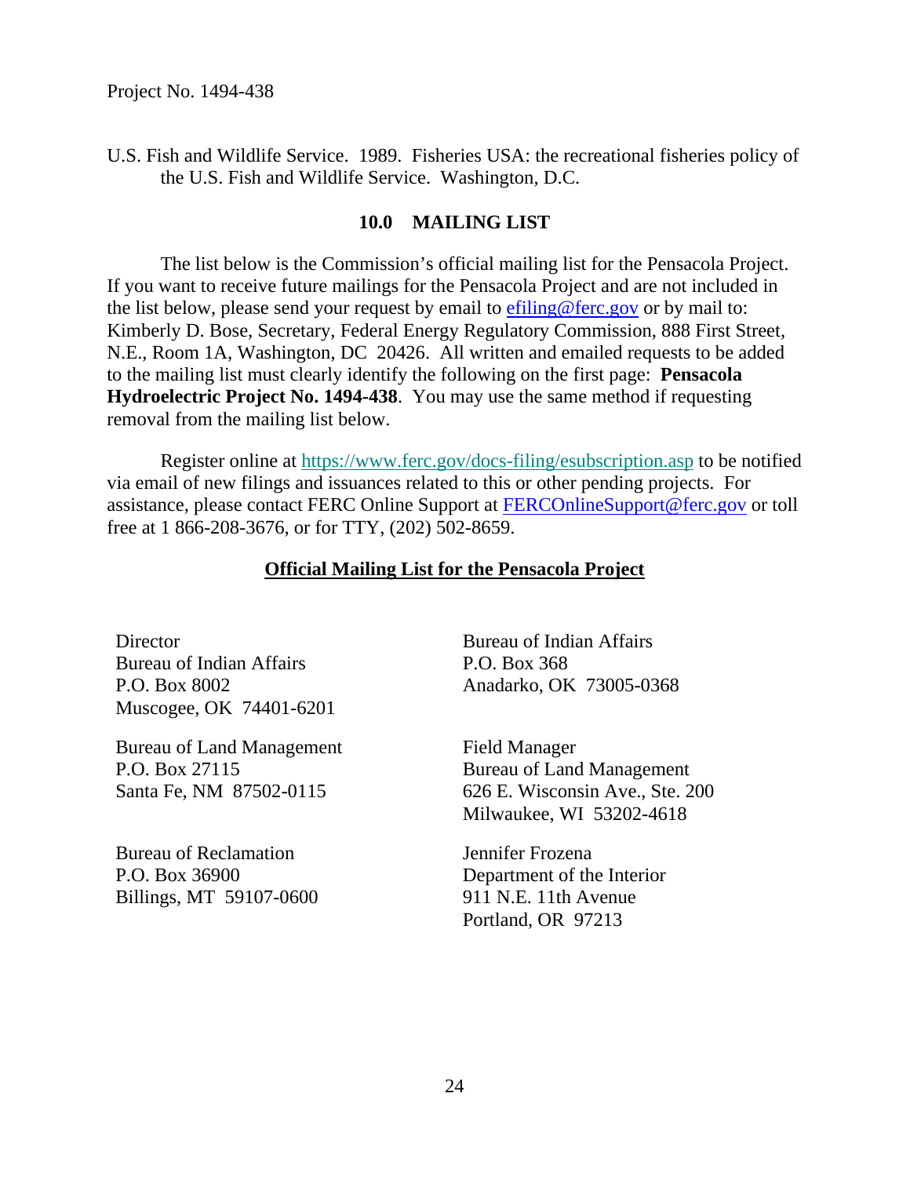U.S. Fish and Wildlife Service. 1989. Fisheries USA: the recreational fisheries policy of the U.S. Fish and Wildlife Service. Washington, D.C.

## 10.0 MAILING LIST

The list below is the Commission's official mailing list for the Pensacola Project. If you want to receive future mailings for the Pensacola Project and are not included in the list below, please send your request by email to efiling@ferc.gov or by mail to: Kimberly D. Bose, Secretary, Federal Energy Regulatory Commission, 888 First Street, N.E., Room 1A, Washington, DC 20426. All written and emailed requests to be added to the mailing list must clearly identify the following on the first page: **Pensacola Hydroelectric Project No. 1494-438**. You may use the same method if requesting removal from the mailing list below.

Register online at https://www.ferc.gov/docs-filing/esubscription.asp to be notified via email of new filings and issuances related to this or other pending projects. For assistance, please contact FERC Online Support at FERCOnlineSupport@ferc.gov or toll free at 1 866-208-3676, or for TTY, (202) 502-8659.

**Official Mailing List for the Pensacola Project**

Director
Bureau of Indian Affairs
P.O. Box 8002
Muscogee, OK 74401-6201

Bureau of Indian Affairs
P.O. Box 368
Anadarko, OK 73005-0368

Bureau of Land Management
P.O. Box 27115
Santa Fe, NM 87502-0115

Field Manager
Bureau of Land Management
626 E. Wisconsin Ave., Ste. 200
Milwaukee, WI 53202-4618

Bureau of Reclamation
P.O. Box 36900
Billings, MT 59107-0600

Jennifer Frozena
Department of the Interior
911 N.E. 11th Avenue
Portland, OR 97213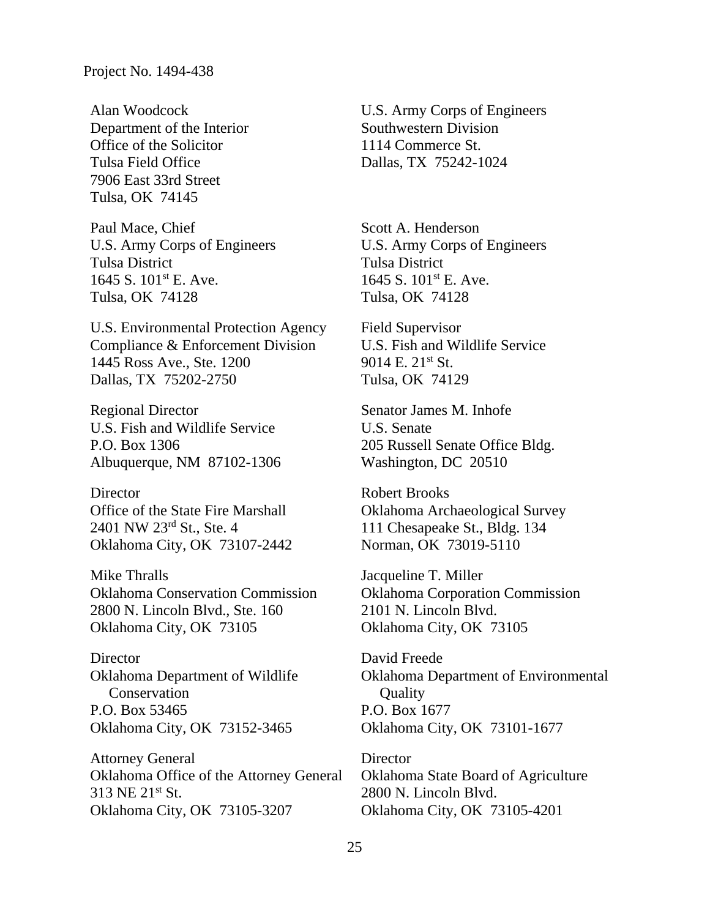Project No. 1494-438

Alan Woodcock
Department of the Interior
Office of the Solicitor
Tulsa Field Office
7906 East 33rd Street
Tulsa, OK 74145

U.S. Army Corps of Engineers
Southwestern Division
1114 Commerce St.
Dallas, TX 75242-1024

Paul Mace, Chief
U.S. Army Corps of Engineers
Tulsa District
1645 S. 101st E. Ave.
Tulsa, OK 74128

Scott A. Henderson
U.S. Army Corps of Engineers
Tulsa District
1645 S. 101st E. Ave.
Tulsa, OK 74128

U.S. Environmental Protection Agency
Compliance & Enforcement Division
1445 Ross Ave., Ste. 1200
Dallas, TX 75202-2750

Field Supervisor
U.S. Fish and Wildlife Service
9014 E. 21st St.
Tulsa, OK 74129

Regional Director
U.S. Fish and Wildlife Service
P.O. Box 1306
Albuquerque, NM 87102-1306

Senator James M. Inhofe
U.S. Senate
205 Russell Senate Office Bldg.
Washington, DC 20510

Director
Office of the State Fire Marshall
2401 NW 23rd St., Ste. 4
Oklahoma City, OK 73107-2442

Robert Brooks
Oklahoma Archaeological Survey
111 Chesapeake St., Bldg. 134
Norman, OK 73019-5110

Mike Thralls
Oklahoma Conservation Commission
2800 N. Lincoln Blvd., Ste. 160
Oklahoma City, OK 73105

Jacqueline T. Miller
Oklahoma Corporation Commission
2101 N. Lincoln Blvd.
Oklahoma City, OK 73105

Director
Oklahoma Department of Wildlife Conservation
P.O. Box 53465
Oklahoma City, OK 73152-3465

David Freede
Oklahoma Department of Environmental Quality
P.O. Box 1677
Oklahoma City, OK 73101-1677

Attorney General
Oklahoma Office of the Attorney General
313 NE 21st St.
Oklahoma City, OK 73105-3207

Director
Oklahoma State Board of Agriculture
2800 N. Lincoln Blvd.
Oklahoma City, OK 73105-4201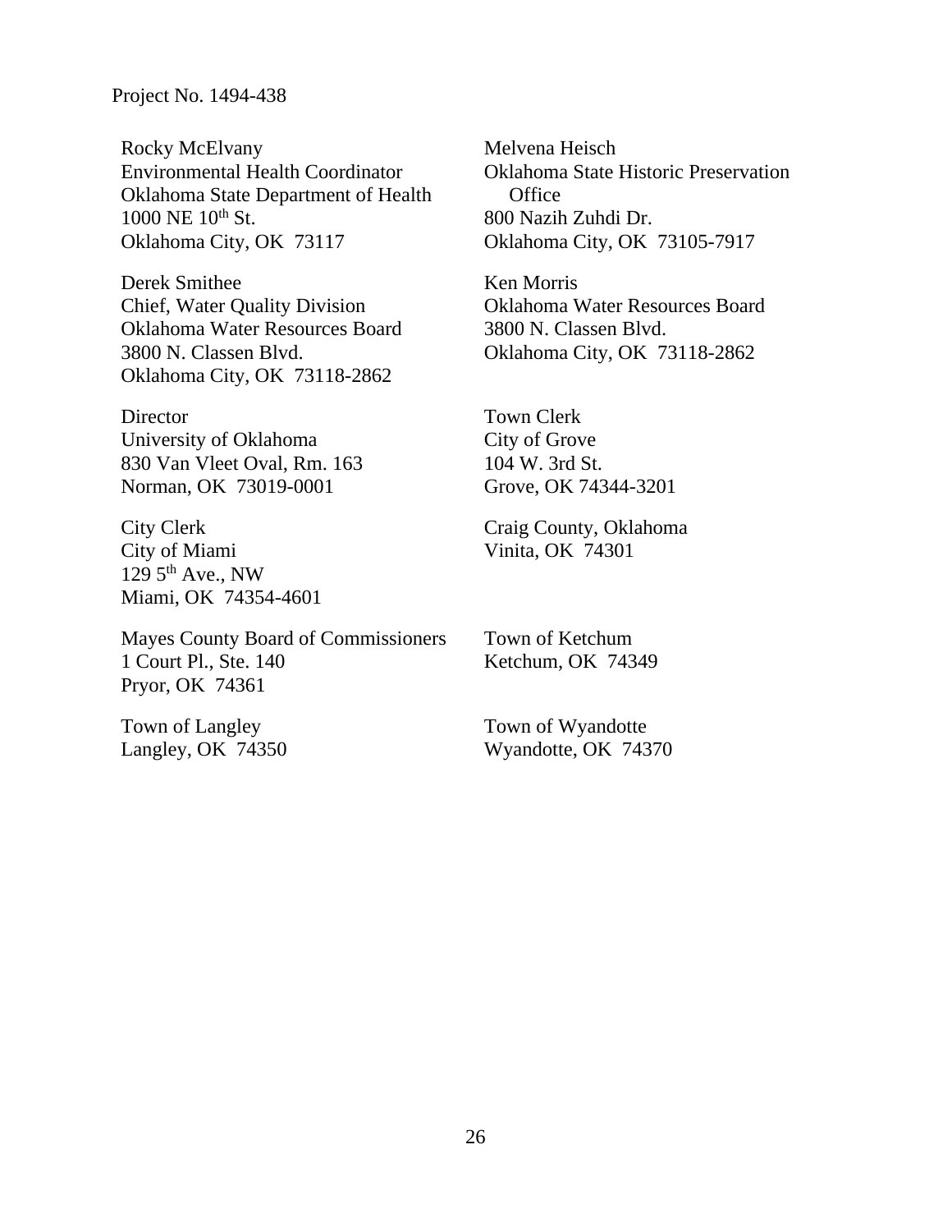Project No. 1494-438

Rocky McElvany
Environmental Health Coordinator
Oklahoma State Department of Health
1000 NE 10th St.
Oklahoma City, OK 73117

Melvena Heisch
Oklahoma State Historic Preservation Office
800 Nazih Zuhdi Dr.
Oklahoma City, OK 73105-7917

Derek Smithee
Chief, Water Quality Division
Oklahoma Water Resources Board
3800 N. Classen Blvd.
Oklahoma City, OK 73118-2862

Ken Morris
Oklahoma Water Resources Board
3800 N. Classen Blvd.
Oklahoma City, OK 73118-2862

Director
University of Oklahoma
830 Van Vleet Oval, Rm. 163
Norman, OK 73019-0001

Town Clerk
City of Grove
104 W. 3rd St.
Grove, OK 74344-3201

City Clerk
City of Miami
129 5th Ave., NW
Miami, OK 74354-4601

Craig County, Oklahoma
Vinita, OK 74301

Mayes County Board of Commissioners
1 Court Pl., Ste. 140
Pryor, OK 74361

Town of Ketchum
Ketchum, OK 74349

Town of Langley
Langley, OK 74350

Town of Wyandotte
Wyandotte, OK 74370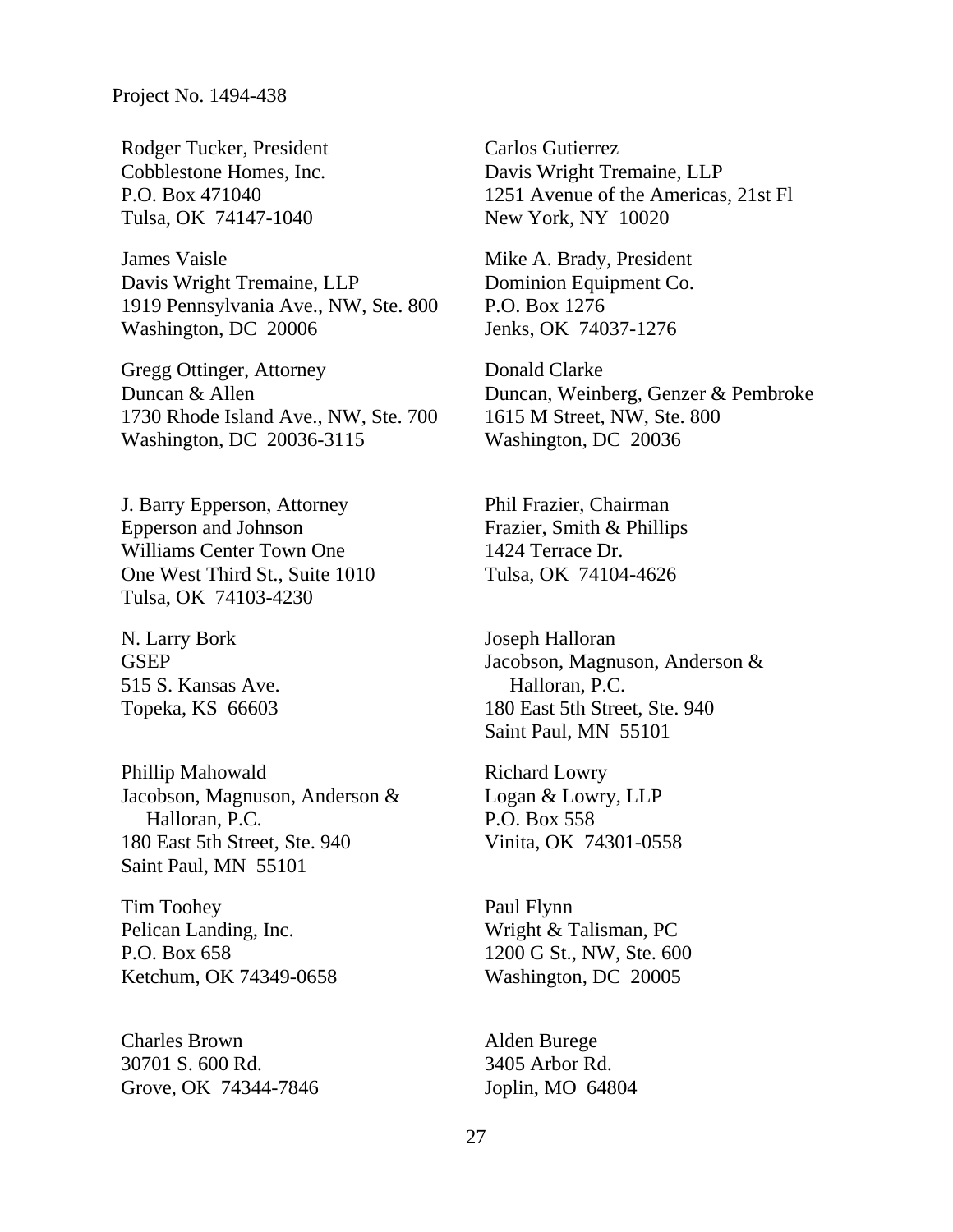Project No. 1494-438

Rodger Tucker, President
Cobblestone Homes, Inc.
P.O. Box 471040
Tulsa, OK 74147-1040

Carlos Gutierrez
Davis Wright Tremaine, LLP
1251 Avenue of the Americas, 21st Fl
New York, NY 10020

James Vaisle
Davis Wright Tremaine, LLP
1919 Pennsylvania Ave., NW, Ste. 800
Washington, DC 20006

Mike A. Brady, President
Dominion Equipment Co.
P.O. Box 1276
Jenks, OK 74037-1276

Gregg Ottinger, Attorney
Duncan & Allen
1730 Rhode Island Ave., NW, Ste. 700
Washington, DC 20036-3115

Donald Clarke
Duncan, Weinberg, Genzer & Pembroke
1615 M Street, NW, Ste. 800
Washington, DC 20036

J. Barry Epperson, Attorney
Epperson and Johnson
Williams Center Town One
One West Third St., Suite 1010
Tulsa, OK 74103-4230

Phil Frazier, Chairman
Frazier, Smith & Phillips
1424 Terrace Dr.
Tulsa, OK 74104-4626

N. Larry Bork
GSEP
515 S. Kansas Ave.
Topeka, KS 66603

Joseph Halloran
Jacobson, Magnuson, Anderson & Halloran, P.C.
180 East 5th Street, Ste. 940
Saint Paul, MN 55101

Phillip Mahowald
Jacobson, Magnuson, Anderson & Halloran, P.C.
180 East 5th Street, Ste. 940
Saint Paul, MN 55101

Richard Lowry
Logan & Lowry, LLP
P.O. Box 558
Vinita, OK 74301-0558

Tim Toohey
Pelican Landing, Inc.
P.O. Box 658
Ketchum, OK 74349-0658

Paul Flynn
Wright & Talisman, PC
1200 G St., NW, Ste. 600
Washington, DC 20005

Charles Brown
30701 S. 600 Rd.
Grove, OK 74344-7846

Alden Burege
3405 Arbor Rd.
Joplin, MO 64804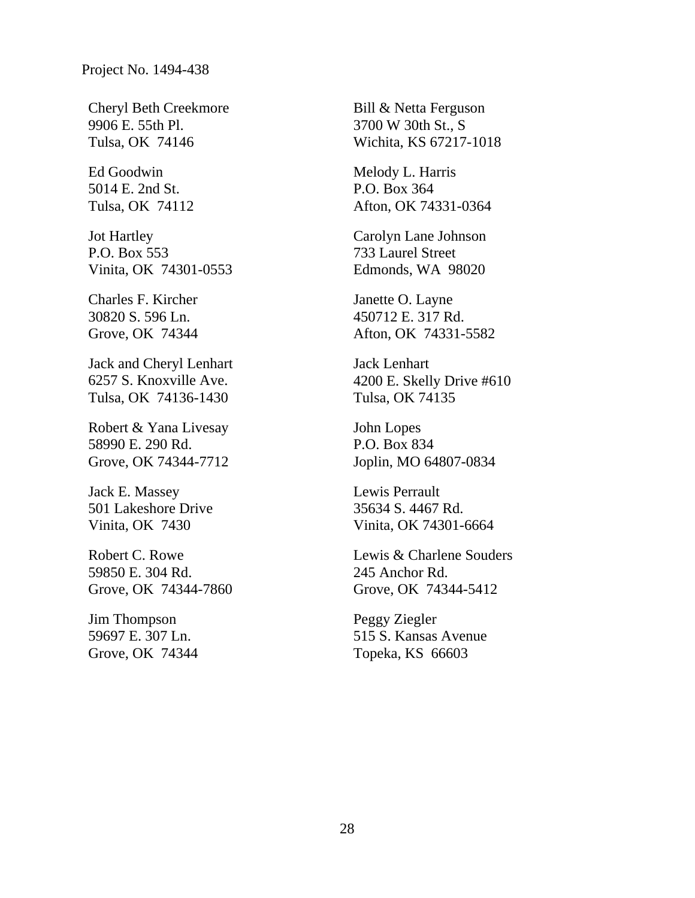Project No. 1494-438

Cheryl Beth Creekmore
9906 E. 55th Pl.
Tulsa, OK 74146

Ed Goodwin
5014 E. 2nd St.
Tulsa, OK 74112

Jot Hartley
P.O. Box 553
Vinita, OK 74301-0553

Charles F. Kircher
30820 S. 596 Ln.
Grove, OK 74344

Jack and Cheryl Lenhart
6257 S. Knoxville Ave.
Tulsa, OK 74136-1430

Robert & Yana Livesay
58990 E. 290 Rd.
Grove, OK 74344-7712

Jack E. Massey
501 Lakeshore Drive
Vinita, OK 7430

Robert C. Rowe
59850 E. 304 Rd.
Grove, OK 74344-7860

Jim Thompson
59697 E. 307 Ln.
Grove, OK 74344

Bill & Netta Ferguson
3700 W 30th St., S
Wichita, KS 67217-1018

Melody L. Harris
P.O. Box 364
Afton, OK 74331-0364

Carolyn Lane Johnson
733 Laurel Street
Edmonds, WA 98020

Janette O. Layne
450712 E. 317 Rd.
Afton, OK 74331-5582

Jack Lenhart
4200 E. Skelly Drive #610
Tulsa, OK 74135

John Lopes
P.O. Box 834
Joplin, MO 64807-0834

Lewis Perrault
35634 S. 4467 Rd.
Vinita, OK 74301-6664

Lewis & Charlene Souders
245 Anchor Rd.
Grove, OK 74344-5412

Peggy Ziegler
515 S. Kansas Avenue
Topeka, KS 66603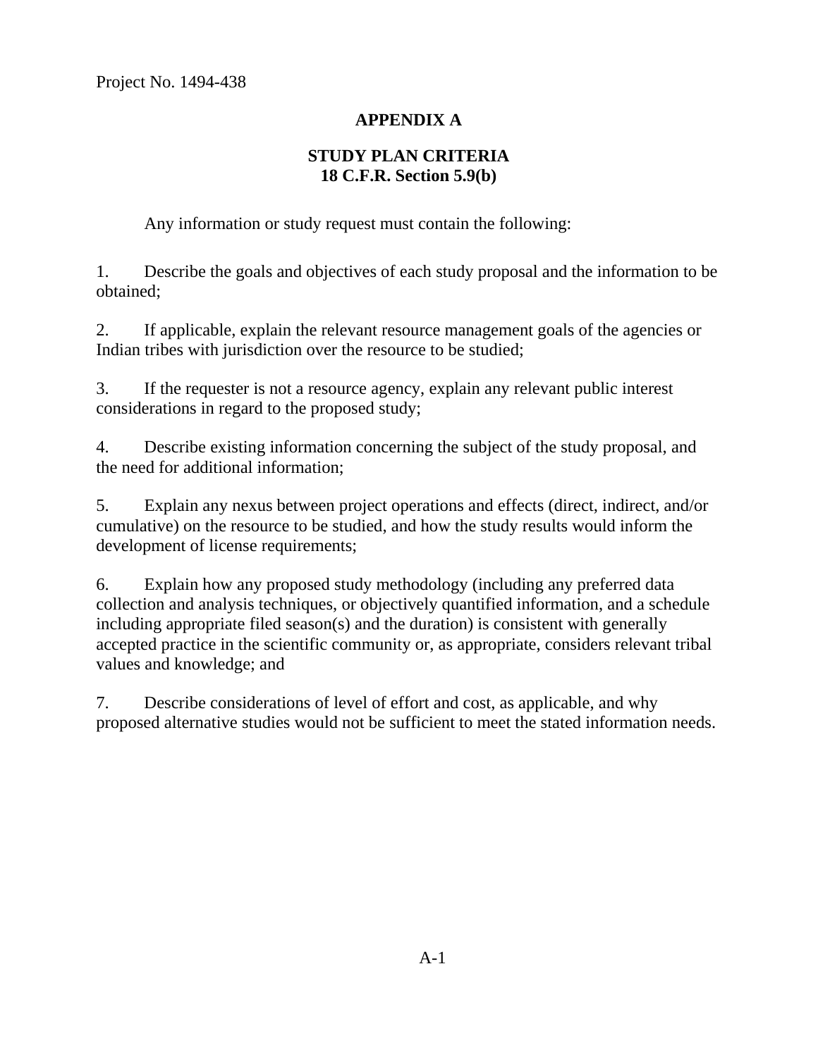Project No. 1494-438

# APPENDIX A

## STUDY PLAN CRITERIA
## 18 C.F.R. Section 5.9(b)

Any information or study request must contain the following:

1. Describe the goals and objectives of each study proposal and the information to be obtained;

2. If applicable, explain the relevant resource management goals of the agencies or Indian tribes with jurisdiction over the resource to be studied;

3. If the requester is not a resource agency, explain any relevant public interest considerations in regard to the proposed study;

4. Describe existing information concerning the subject of the study proposal, and the need for additional information;

5. Explain any nexus between project operations and effects (direct, indirect, and/or cumulative) on the resource to be studied, and how the study results would inform the development of license requirements;

6. Explain how any proposed study methodology (including any preferred data collection and analysis techniques, or objectively quantified information, and a schedule including appropriate filed season(s) and the duration) is consistent with generally accepted practice in the scientific community or, as appropriate, considers relevant tribal values and knowledge; and

7. Describe considerations of level of effort and cost, as applicable, and why proposed alternative studies would not be sufficient to meet the stated information needs.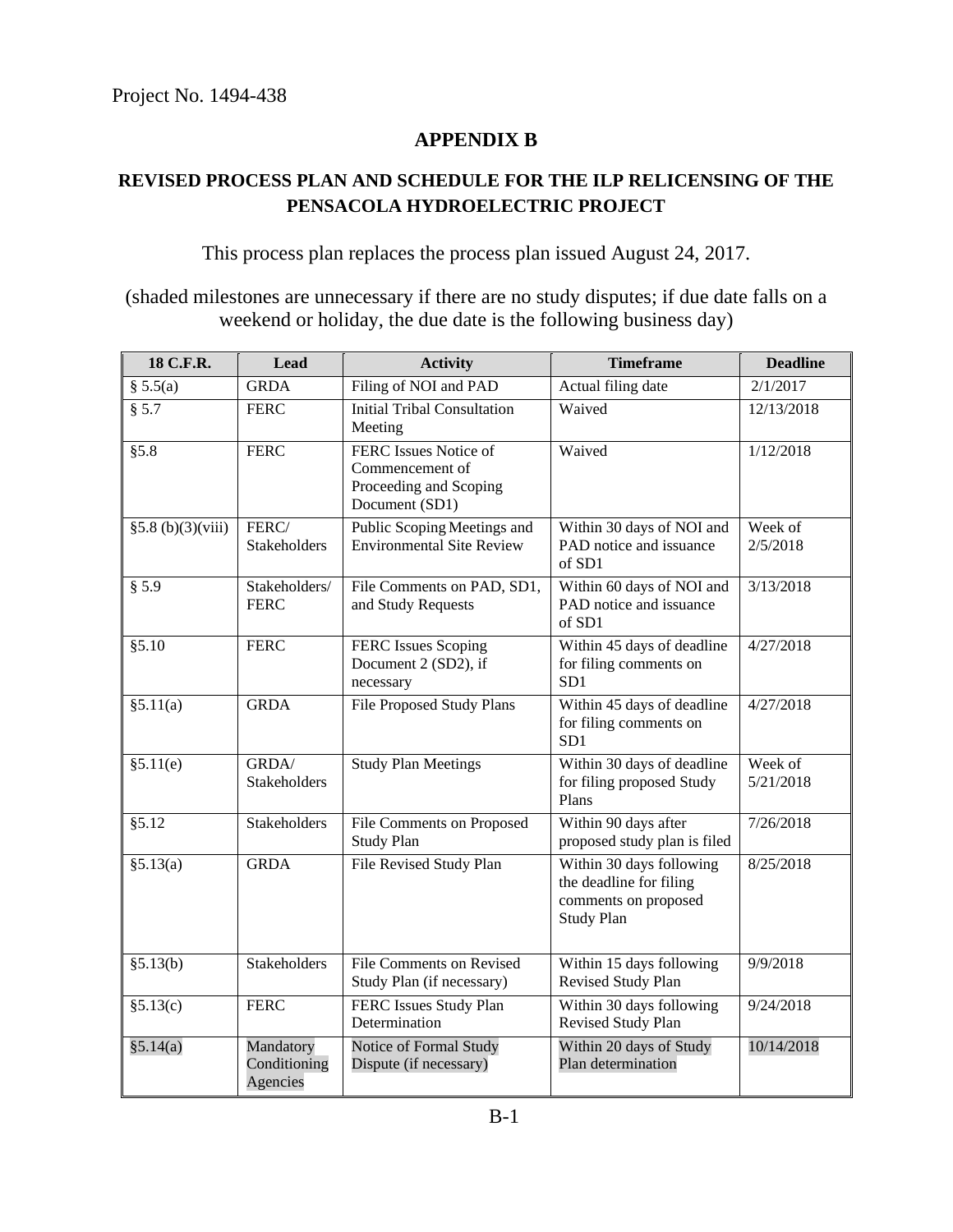Project No. 1494-438

## APPENDIX B

## REVISED PROCESS PLAN AND SCHEDULE FOR THE ILP RELICENSING OF THE PENSACOLA HYDROELECTRIC PROJECT

This process plan replaces the process plan issued August 24, 2017.

(shaded milestones are unnecessary if there are no study disputes; if due date falls on a weekend or holiday, the due date is the following business day)

| 18 C.F.R. | Lead | Activity | Timeframe | Deadline |
|---|---|---|---|---|
| § 5.5(a) | GRDA | Filing of NOI and PAD | Actual filing date | 2/1/2017 |
| § 5.7 | FERC | Initial Tribal Consultation Meeting | Waived | 12/13/2018 |
| §5.8 | FERC | FERC Issues Notice of Commencement of Proceeding and Scoping Document (SD1) | Waived | 1/12/2018 |
| §5.8 (b)(3)(viii) | FERC/ Stakeholders | Public Scoping Meetings and Environmental Site Review | Within 30 days of NOI and PAD notice and issuance of SD1 | Week of 2/5/2018 |
| § 5.9 | Stakeholders/ FERC | File Comments on PAD, SD1, and Study Requests | Within 60 days of NOI and PAD notice and issuance of SD1 | 3/13/2018 |
| §5.10 | FERC | FERC Issues Scoping Document 2 (SD2), if necessary | Within 45 days of deadline for filing comments on SD1 | 4/27/2018 |
| §5.11(a) | GRDA | File Proposed Study Plans | Within 45 days of deadline for filing comments on SD1 | 4/27/2018 |
| §5.11(e) | GRDA/ Stakeholders | Study Plan Meetings | Within 30 days of deadline for filing proposed Study Plans | Week of 5/21/2018 |
| §5.12 | Stakeholders | File Comments on Proposed Study Plan | Within 90 days after proposed study plan is filed | 7/26/2018 |
| §5.13(a) | GRDA | File Revised Study Plan | Within 30 days following the deadline for filing comments on proposed Study Plan | 8/25/2018 |
| §5.13(b) | Stakeholders | File Comments on Revised Study Plan (if necessary) | Within 15 days following Revised Study Plan | 9/9/2018 |
| §5.13(c) | FERC | FERC Issues Study Plan Determination | Within 30 days following Revised Study Plan | 9/24/2018 |
| §5.14(a) | Mandatory Conditioning Agencies | Notice of Formal Study Dispute (if necessary) | Within 20 days of Study Plan determination | 10/14/2018 |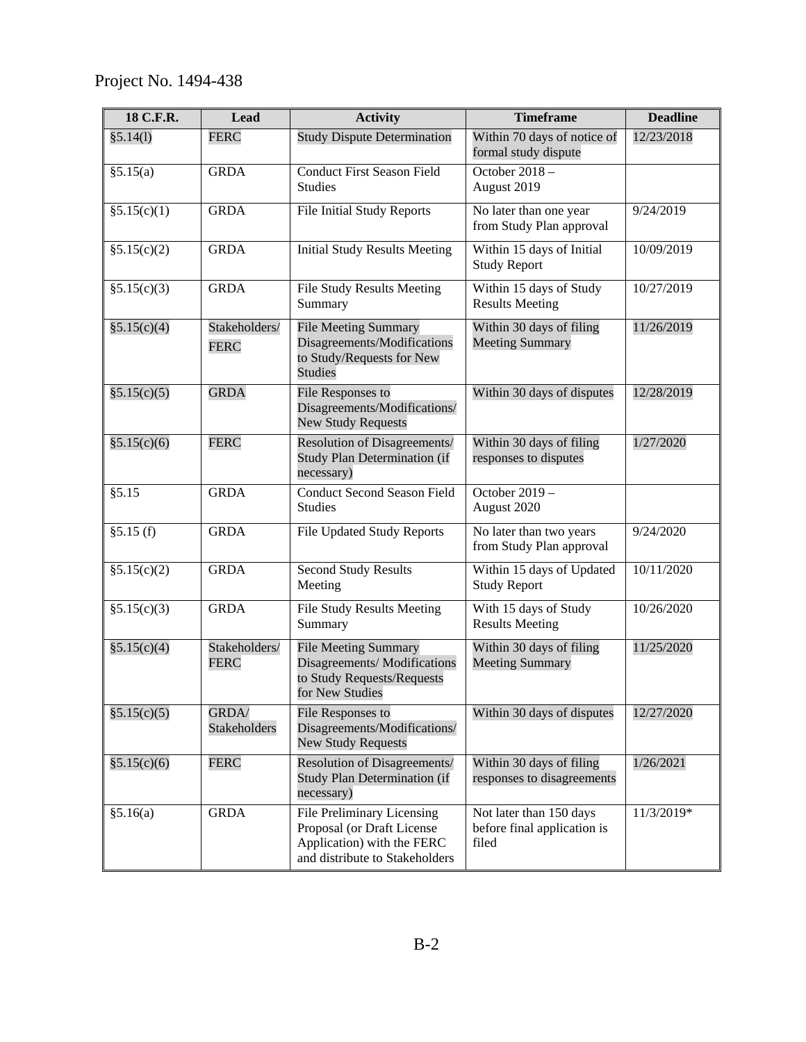Project No. 1494-438

| 18 C.F.R. | Lead | Activity | Timeframe | Deadline |
| --- | --- | --- | --- | --- |
| §5.14(l) | FERC | Study Dispute Determination | Within 70 days of notice of formal study dispute | 12/23/2018 |
| §5.15(a) | GRDA | Conduct First Season Field Studies | October 2018 – August 2019 | |
| §5.15(c)(1) | GRDA | File Initial Study Reports | No later than one year from Study Plan approval | 9/24/2019 |
| §5.15(c)(2) | GRDA | Initial Study Results Meeting | Within 15 days of Initial Study Report | 10/09/2019 |
| §5.15(c)(3) | GRDA | File Study Results Meeting Summary | Within 15 days of Study Results Meeting | 10/27/2019 |
| §5.15(c)(4) | Stakeholders/ FERC | File Meeting Summary Disagreements/Modifications to Study/Requests for New Studies | Within 30 days of filing Meeting Summary | 11/26/2019 |
| §5.15(c)(5) | GRDA | File Responses to Disagreements/Modifications/ New Study Requests | Within 30 days of disputes | 12/28/2019 |
| §5.15(c)(6) | FERC | Resolution of Disagreements/ Study Plan Determination (if necessary) | Within 30 days of filing responses to disputes | 1/27/2020 |
| §5.15 | GRDA | Conduct Second Season Field Studies | October 2019 – August 2020 | |
| §5.15 (f) | GRDA | File Updated Study Reports | No later than two years from Study Plan approval | 9/24/2020 |
| §5.15(c)(2) | GRDA | Second Study Results Meeting | Within 15 days of Updated Study Report | 10/11/2020 |
| §5.15(c)(3) | GRDA | File Study Results Meeting Summary | With 15 days of Study Results Meeting | 10/26/2020 |
| §5.15(c)(4) | Stakeholders/ FERC | File Meeting Summary Disagreements/ Modifications to Study Requests/Requests for New Studies | Within 30 days of filing Meeting Summary | 11/25/2020 |
| §5.15(c)(5) | GRDA/ Stakeholders | File Responses to Disagreements/Modifications/ New Study Requests | Within 30 days of disputes | 12/27/2020 |
| §5.15(c)(6) | FERC | Resolution of Disagreements/ Study Plan Determination (if necessary) | Within 30 days of filing responses to disagreements | 1/26/2021 |
| §5.16(a) | GRDA | File Preliminary Licensing Proposal (or Draft License Application) with the FERC and distribute to Stakeholders | Not later than 150 days before final application is filed | 11/3/2019* |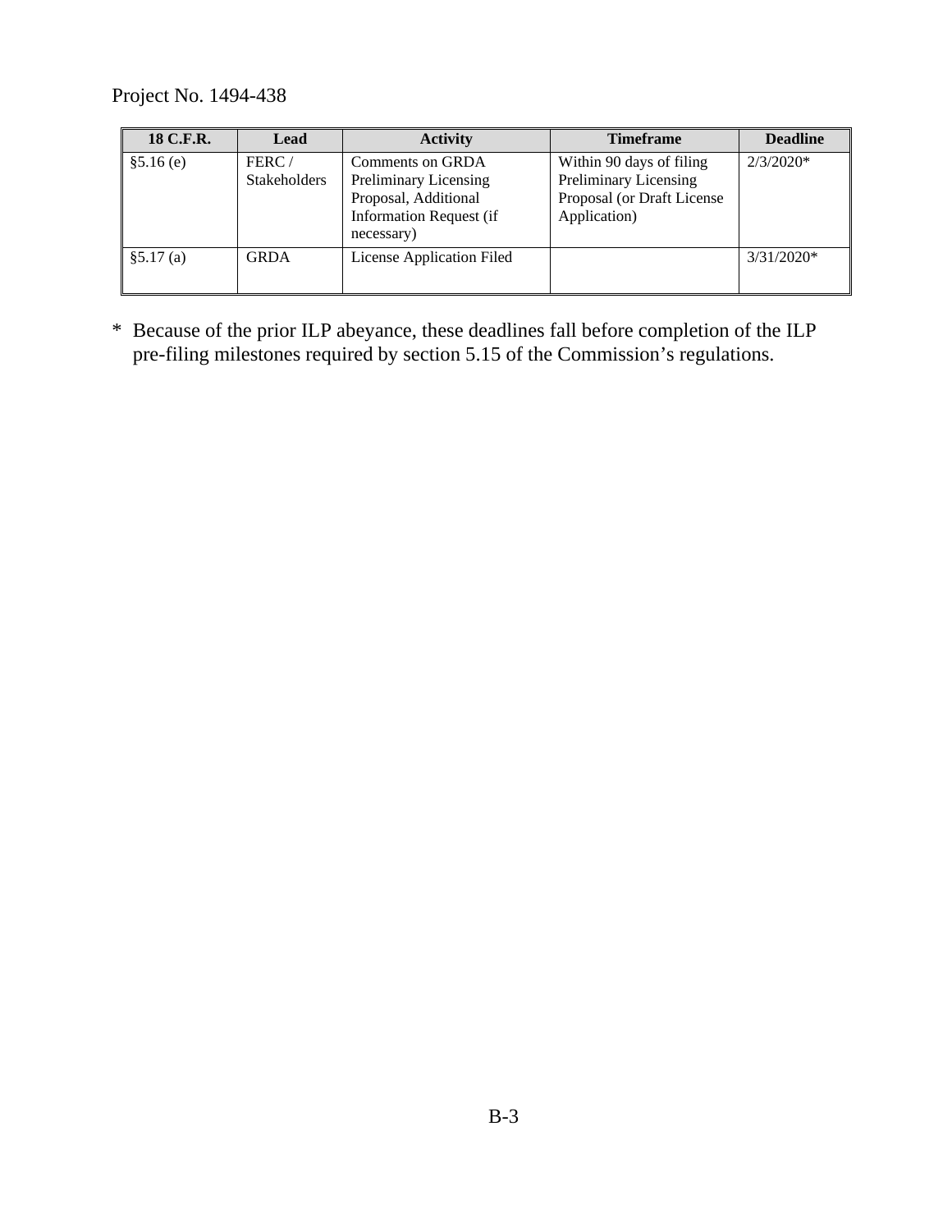Project No. 1494-438

| 18 C.F.R. | Lead | Activity | Timeframe | Deadline |
|---|---|---|---|---|
| §5.16 (e) | FERC / Stakeholders | Comments on GRDA Preliminary Licensing Proposal, Additional Information Request (if necessary) | Within 90 days of filing Preliminary Licensing Proposal (or Draft License Application) | 2/3/2020* |
| §5.17 (a) | GRDA | License Application Filed | | 3/31/2020* |

\* Because of the prior ILP abeyance, these deadlines fall before completion of the ILP pre-filing milestones required by section 5.15 of the Commission's regulations.